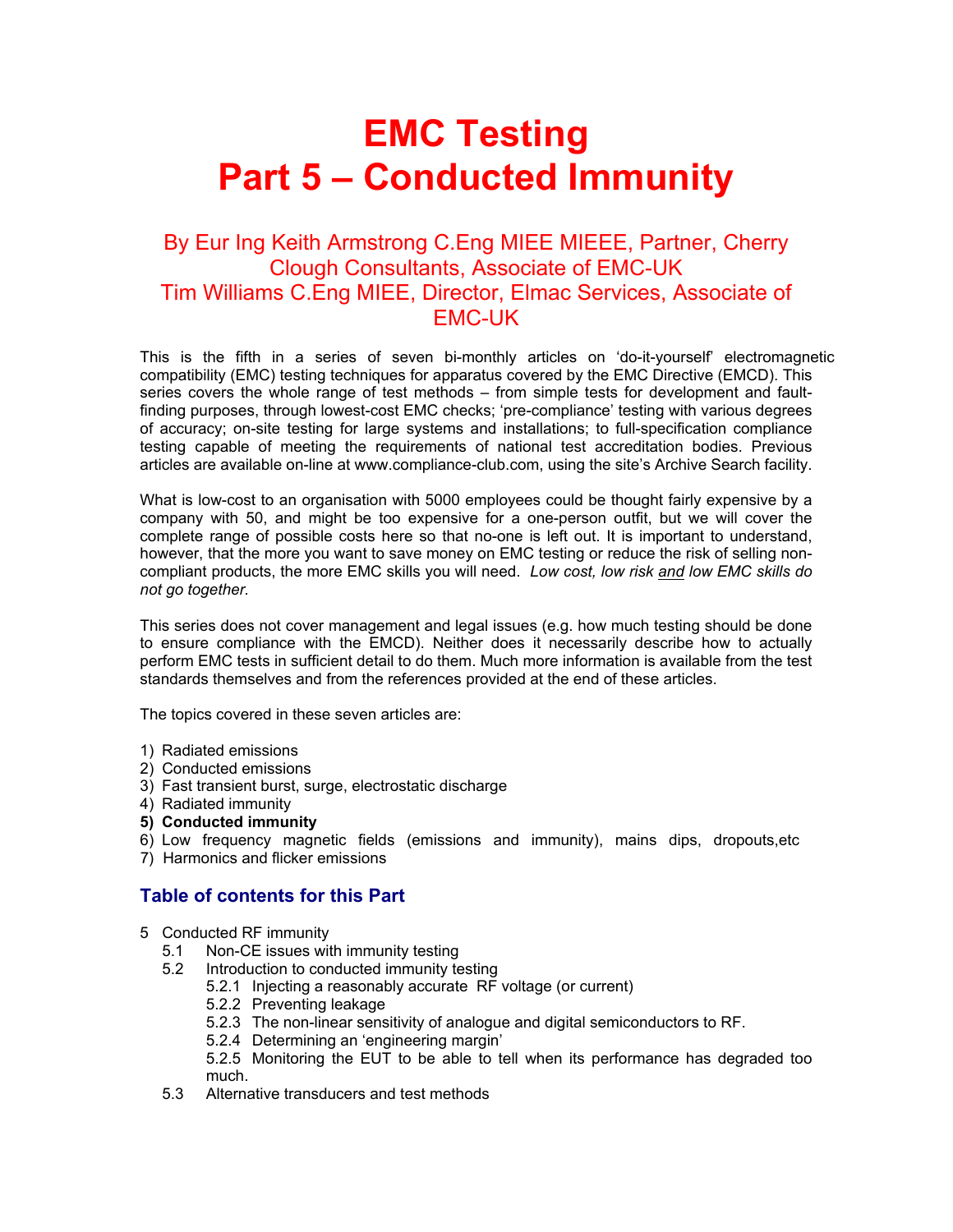# EMC Testing
# Part 5 – Conducted Immunity

By Eur Ing Keith Armstrong C.Eng MIEE MIEEE, Partner, Cherry Clough Consultants, Associate of EMC-UK
Tim Williams C.Eng MIEE, Director, Elmac Services, Associate of EMC-UK

This is the fifth in a series of seven bi-monthly articles on 'do-it-yourself' electromagnetic compatibility (EMC) testing techniques for apparatus covered by the EMC Directive (EMCD). This series covers the whole range of test methods – from simple tests for development and fault-finding purposes, through lowest-cost EMC checks; 'pre-compliance' testing with various degrees of accuracy; on-site testing for large systems and installations; to full-specification compliance testing capable of meeting the requirements of national test accreditation bodies. Previous articles are available on-line at www.compliance-club.com, using the site's Archive Search facility.

What is low-cost to an organisation with 5000 employees could be thought fairly expensive by a company with 50, and might be too expensive for a one-person outfit, but we will cover the complete range of possible costs here so that no-one is left out. It is important to understand, however, that the more you want to save money on EMC testing or reduce the risk of selling non-compliant products, the more EMC skills you will need. *Low cost, low risk <u>and</u> low EMC skills do not go together.*

This series does not cover management and legal issues (e.g. how much testing should be done to ensure compliance with the EMCD). Neither does it necessarily describe how to actually perform EMC tests in sufficient detail to do them. Much more information is available from the test standards themselves and from the references provided at the end of these articles.

The topics covered in these seven articles are:

1) Radiated emissions
2) Conducted emissions
3) Fast transient burst, surge, electrostatic discharge
4) Radiated immunity
5) **Conducted immunity**
6) Low frequency magnetic fields (emissions and immunity), mains dips, dropouts,etc
7) Harmonics and flicker emissions

### Table of contents for this Part

- 5 Conducted RF immunity
  - 5.1 Non-CE issues with immunity testing
  - 5.2 Introduction to conducted immunity testing
    - 5.2.1 Injecting a reasonably accurate RF voltage (or current)
    - 5.2.2 Preventing leakage
    - 5.2.3 The non-linear sensitivity of analogue and digital semiconductors to RF.
    - 5.2.4 Determining an 'engineering margin'
    - 5.2.5 Monitoring the EUT to be able to tell when its performance has degraded too much.
  - 5.3 Alternative transducers and test methods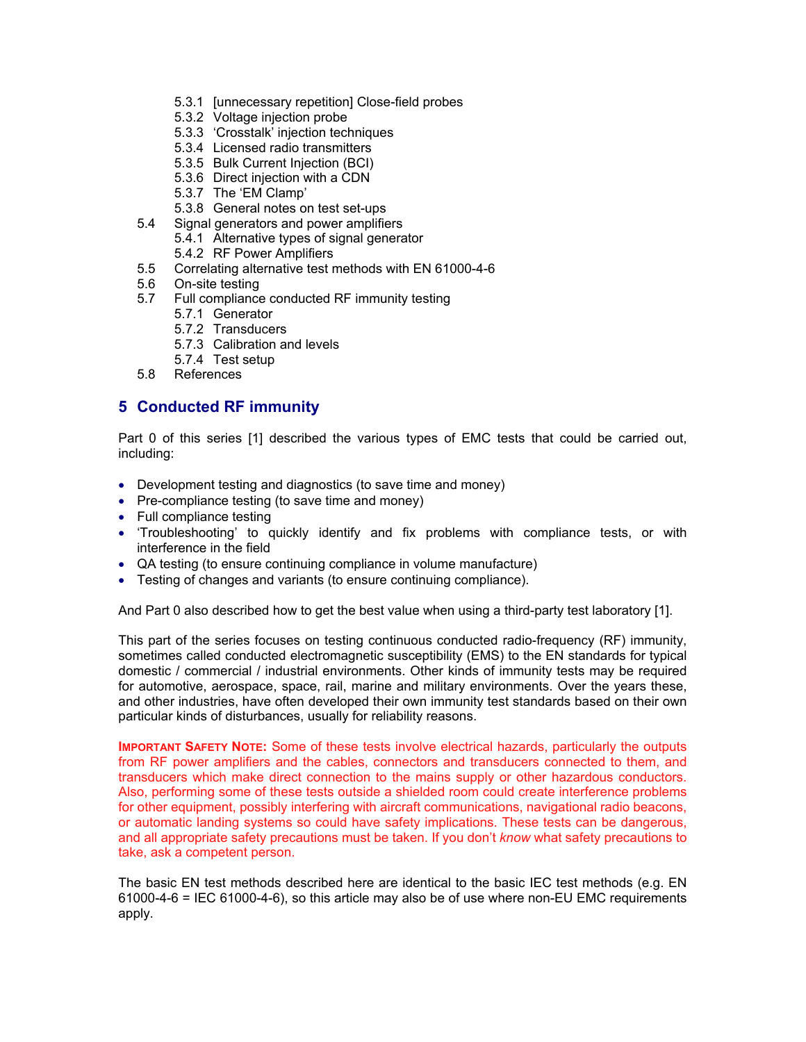- 5.3.1 [unnecessary repetition] Close-field probes
- 5.3.2 Voltage injection probe
- 5.3.3 'Crosstalk' injection techniques
- 5.3.4 Licensed radio transmitters
- 5.3.5 Bulk Current Injection (BCI)
- 5.3.6 Direct injection with a CDN
- 5.3.7 The 'EM Clamp'
- 5.3.8 General notes on test set-ups

5.4 Signal generators and power amplifiers
- 5.4.1 Alternative types of signal generator
- 5.4.2 RF Power Amplifiers

5.5 Correlating alternative test methods with EN 61000-4-6

5.6 On-site testing

5.7 Full compliance conducted RF immunity testing
- 5.7.1 Generator
- 5.7.2 Transducers
- 5.7.3 Calibration and levels
- 5.7.4 Test setup

5.8 References

# 5 Conducted RF immunity

Part 0 of this series [1] described the various types of EMC tests that could be carried out, including:

- Development testing and diagnostics (to save time and money)
- Pre-compliance testing (to save time and money)
- Full compliance testing
- 'Troubleshooting' to quickly identify and fix problems with compliance tests, or with interference in the field
- QA testing (to ensure continuing compliance in volume manufacture)
- Testing of changes and variants (to ensure continuing compliance).

And Part 0 also described how to get the best value when using a third-party test laboratory [1].

This part of the series focuses on testing continuous conducted radio-frequency (RF) immunity, sometimes called conducted electromagnetic susceptibility (EMS) to the EN standards for typical domestic / commercial / industrial environments. Other kinds of immunity tests may be required for automotive, aerospace, space, rail, marine and military environments. Over the years these, and other industries, have often developed their own immunity test standards based on their own particular kinds of disturbances, usually for reliability reasons.

**IMPORTANT SAFETY NOTE:** Some of these tests involve electrical hazards, particularly the outputs from RF power amplifiers and the cables, connectors and transducers connected to them, and transducers which make direct connection to the mains supply or other hazardous conductors. Also, performing some of these tests outside a shielded room could create interference problems for other equipment, possibly interfering with aircraft communications, navigational radio beacons, or automatic landing systems so could have safety implications. These tests can be dangerous, and all appropriate safety precautions must be taken. If you don't *know* what safety precautions to take, ask a competent person.

The basic EN test methods described here are identical to the basic IEC test methods (e.g. EN 61000-4-6 = IEC 61000-4-6), so this article may also be of use where non-EU EMC requirements apply.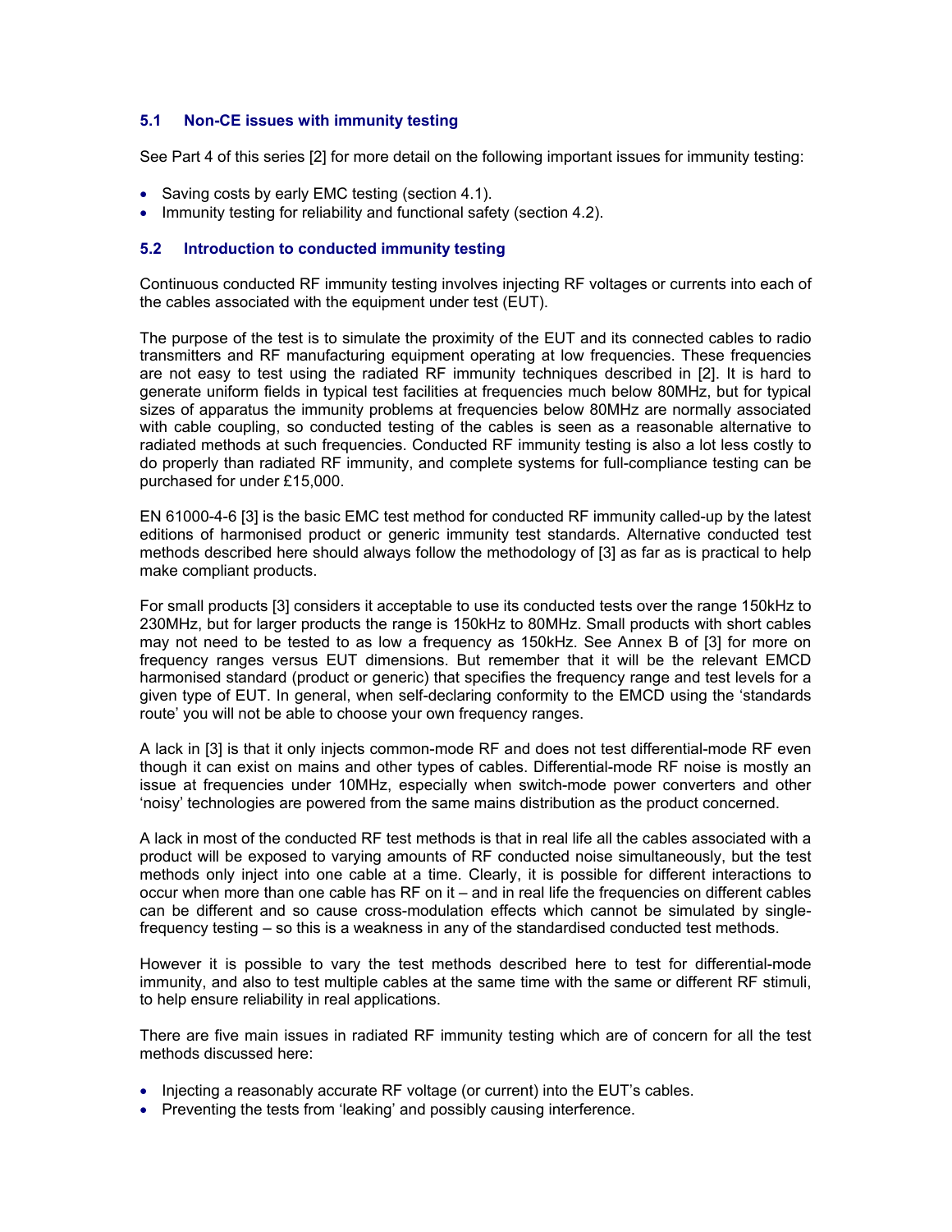### 5.1 Non-CE issues with immunity testing

See Part 4 of this series [2] for more detail on the following important issues for immunity testing:

- Saving costs by early EMC testing (section 4.1).
- Immunity testing for reliability and functional safety (section 4.2).

### 5.2 Introduction to conducted immunity testing

Continuous conducted RF immunity testing involves injecting RF voltages or currents into each of the cables associated with the equipment under test (EUT).

The purpose of the test is to simulate the proximity of the EUT and its connected cables to radio transmitters and RF manufacturing equipment operating at low frequencies. These frequencies are not easy to test using the radiated RF immunity techniques described in [2]. It is hard to generate uniform fields in typical test facilities at frequencies much below 80MHz, but for typical sizes of apparatus the immunity problems at frequencies below 80MHz are normally associated with cable coupling, so conducted testing of the cables is seen as a reasonable alternative to radiated methods at such frequencies. Conducted RF immunity testing is also a lot less costly to do properly than radiated RF immunity, and complete systems for full-compliance testing can be purchased for under £15,000.

EN 61000-4-6 [3] is the basic EMC test method for conducted RF immunity called-up by the latest editions of harmonised product or generic immunity test standards. Alternative conducted test methods described here should always follow the methodology of [3] as far as is practical to help make compliant products.

For small products [3] considers it acceptable to use its conducted tests over the range 150kHz to 230MHz, but for larger products the range is 150kHz to 80MHz. Small products with short cables may not need to be tested to as low a frequency as 150kHz. See Annex B of [3] for more on frequency ranges versus EUT dimensions. But remember that it will be the relevant EMCD harmonised standard (product or generic) that specifies the frequency range and test levels for a given type of EUT. In general, when self-declaring conformity to the EMCD using the 'standards route' you will not be able to choose your own frequency ranges.

A lack in [3] is that it only injects common-mode RF and does not test differential-mode RF even though it can exist on mains and other types of cables. Differential-mode RF noise is mostly an issue at frequencies under 10MHz, especially when switch-mode power converters and other 'noisy' technologies are powered from the same mains distribution as the product concerned.

A lack in most of the conducted RF test methods is that in real life all the cables associated with a product will be exposed to varying amounts of RF conducted noise simultaneously, but the test methods only inject into one cable at a time. Clearly, it is possible for different interactions to occur when more than one cable has RF on it – and in real life the frequencies on different cables can be different and so cause cross-modulation effects which cannot be simulated by single-frequency testing – so this is a weakness in any of the standardised conducted test methods.

However it is possible to vary the test methods described here to test for differential-mode immunity, and also to test multiple cables at the same time with the same or different RF stimuli, to help ensure reliability in real applications.

There are five main issues in radiated RF immunity testing which are of concern for all the test methods discussed here:

- Injecting a reasonably accurate RF voltage (or current) into the EUT's cables.
- Preventing the tests from 'leaking' and possibly causing interference.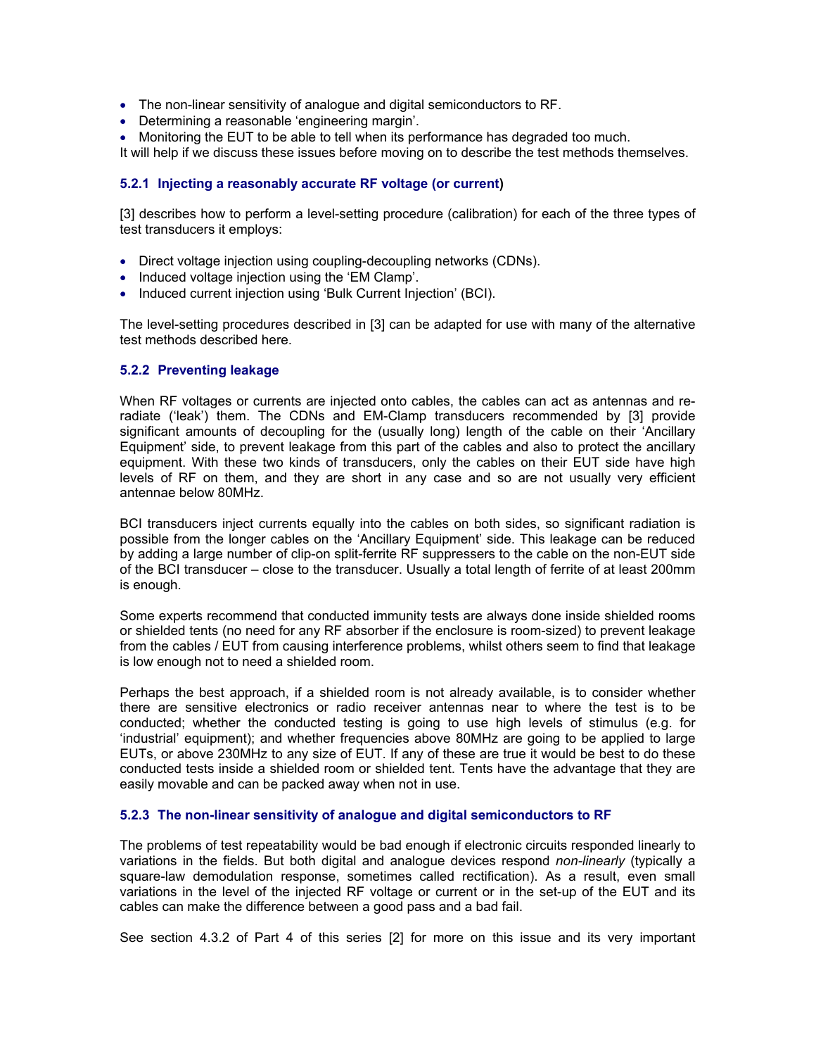- The non-linear sensitivity of analogue and digital semiconductors to RF.
- Determining a reasonable 'engineering margin'.
- Monitoring the EUT to be able to tell when its performance has degraded too much.

It will help if we discuss these issues before moving on to describe the test methods themselves.

### 5.2.1 Injecting a reasonably accurate RF voltage (or current)

[3] describes how to perform a level-setting procedure (calibration) for each of the three types of test transducers it employs:

- Direct voltage injection using coupling-decoupling networks (CDNs).
- Induced voltage injection using the 'EM Clamp'.
- Induced current injection using 'Bulk Current Injection' (BCI).

The level-setting procedures described in [3] can be adapted for use with many of the alternative test methods described here.

### 5.2.2 Preventing leakage

When RF voltages or currents are injected onto cables, the cables can act as antennas and re-radiate ('leak') them. The CDNs and EM-Clamp transducers recommended by [3] provide significant amounts of decoupling for the (usually long) length of the cable on their 'Ancillary Equipment' side, to prevent leakage from this part of the cables and also to protect the ancillary equipment. With these two kinds of transducers, only the cables on their EUT side have high levels of RF on them, and they are short in any case and so are not usually very efficient antennae below 80MHz.

BCI transducers inject currents equally into the cables on both sides, so significant radiation is possible from the longer cables on the 'Ancillary Equipment' side. This leakage can be reduced by adding a large number of clip-on split-ferrite RF suppressers to the cable on the non-EUT side of the BCI transducer – close to the transducer. Usually a total length of ferrite of at least 200mm is enough.

Some experts recommend that conducted immunity tests are always done inside shielded rooms or shielded tents (no need for any RF absorber if the enclosure is room-sized) to prevent leakage from the cables / EUT from causing interference problems, whilst others seem to find that leakage is low enough not to need a shielded room.

Perhaps the best approach, if a shielded room is not already available, is to consider whether there are sensitive electronics or radio receiver antennas near to where the test is to be conducted; whether the conducted testing is going to use high levels of stimulus (e.g. for 'industrial' equipment); and whether frequencies above 80MHz are going to be applied to large EUTs, or above 230MHz to any size of EUT. If any of these are true it would be best to do these conducted tests inside a shielded room or shielded tent. Tents have the advantage that they are easily movable and can be packed away when not in use.

### 5.2.3 The non-linear sensitivity of analogue and digital semiconductors to RF

The problems of test repeatability would be bad enough if electronic circuits responded linearly to variations in the fields. But both digital and analogue devices respond *non-linearly* (typically a square-law demodulation response, sometimes called rectification). As a result, even small variations in the level of the injected RF voltage or current or in the set-up of the EUT and its cables can make the difference between a good pass and a bad fail.

See section 4.3.2 of Part 4 of this series [2] for more on this issue and its very important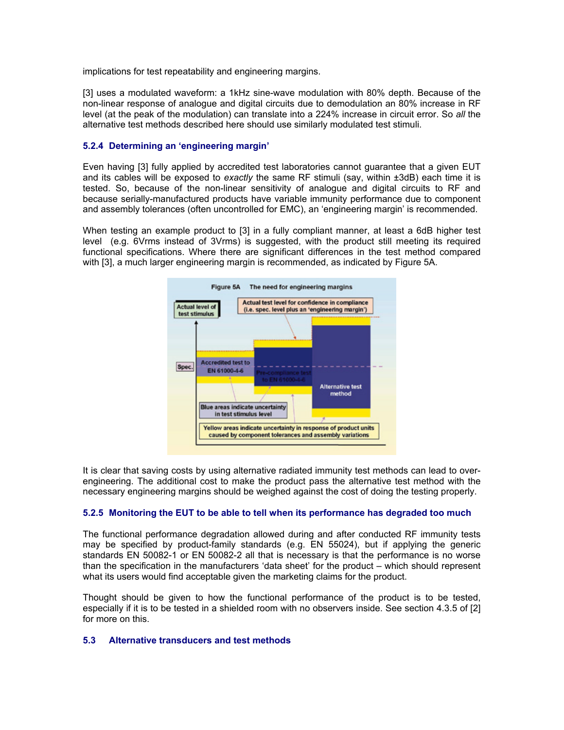implications for test repeatability and engineering margins.

[3] uses a modulated waveform: a 1kHz sine-wave modulation with 80% depth. Because of the non-linear response of analogue and digital circuits due to demodulation an 80% increase in RF level (at the peak of the modulation) can translate into a 224% increase in circuit error. So *all* the alternative test methods described here should use similarly modulated test stimuli.

### 5.2.4 Determining an 'engineering margin'

Even having [3] fully applied by accredited test laboratories cannot guarantee that a given EUT and its cables will be exposed to *exactly* the same RF stimuli (say, within ±3dB) each time it is tested. So, because of the non-linear sensitivity of analogue and digital circuits to RF and because serially-manufactured products have variable immunity performance due to component and assembly tolerances (often uncontrolled for EMC), an 'engineering margin' is recommended.

When testing an example product to [3] in a fully compliant manner, at least a 6dB higher test level (e.g. 6Vrms instead of 3Vrms) is suggested, with the product still meeting its required functional specifications. Where there are significant differences in the test method compared with [3], a much larger engineering margin is recommended, as indicated by Figure 5A.

Figure 5A The need for engineering margins

It is clear that saving costs by using alternative radiated immunity test methods can lead to over-engineering. The additional cost to make the product pass the alternative test method with the necessary engineering margins should be weighed against the cost of doing the testing properly.

### 5.2.5 Monitoring the EUT to be able to tell when its performance has degraded too much

The functional performance degradation allowed during and after conducted RF immunity tests may be specified by product-family standards (e.g. EN 55024), but if applying the generic standards EN 50082-1 or EN 50082-2 all that is necessary is that the performance is no worse than the specification in the manufacturers 'data sheet' for the product – which should represent what its users would find acceptable given the marketing claims for the product.

Thought should be given to how the functional performance of the product is to be tested, especially if it is to be tested in a shielded room with no observers inside. See section 4.3.5 of [2] for more on this.

## 5.3 Alternative transducers and test methods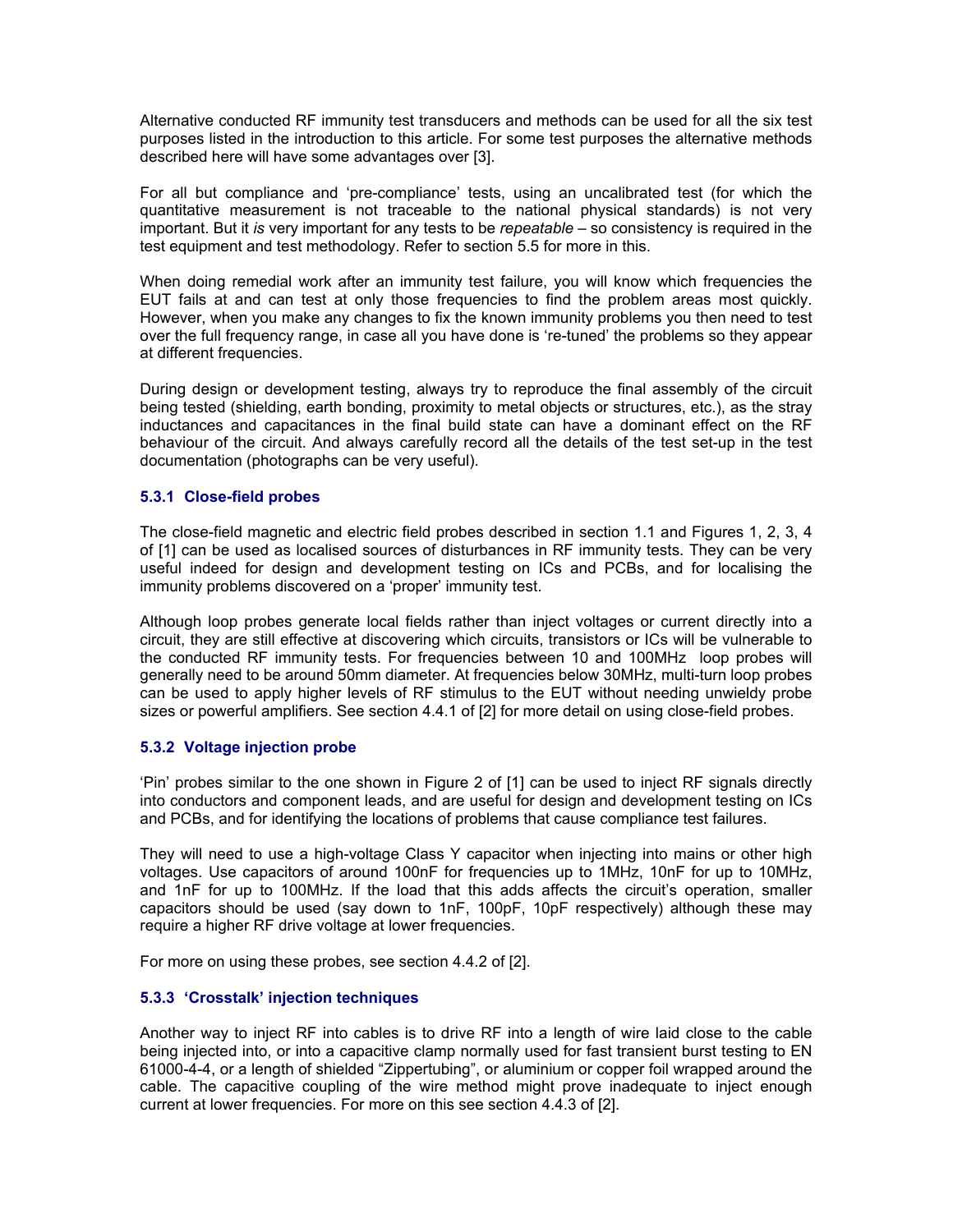Alternative conducted RF immunity test transducers and methods can be used for all the six test purposes listed in the introduction to this article. For some test purposes the alternative methods described here will have some advantages over [3].

For all but compliance and 'pre-compliance' tests, using an uncalibrated test (for which the quantitative measurement is not traceable to the national physical standards) is not very important. But it *is* very important for any tests to be *repeatable* – so consistency is required in the test equipment and test methodology. Refer to section 5.5 for more in this.

When doing remedial work after an immunity test failure, you will know which frequencies the EUT fails at and can test at only those frequencies to find the problem areas most quickly. However, when you make any changes to fix the known immunity problems you then need to test over the full frequency range, in case all you have done is 're-tuned' the problems so they appear at different frequencies.

During design or development testing, always try to reproduce the final assembly of the circuit being tested (shielding, earth bonding, proximity to metal objects or structures, etc.), as the stray inductances and capacitances in the final build state can have a dominant effect on the RF behaviour of the circuit. And always carefully record all the details of the test set-up in the test documentation (photographs can be very useful).

### 5.3.1 Close-field probes

The close-field magnetic and electric field probes described in section 1.1 and Figures 1, 2, 3, 4 of [1] can be used as localised sources of disturbances in RF immunity tests. They can be very useful indeed for design and development testing on ICs and PCBs, and for localising the immunity problems discovered on a 'proper' immunity test.

Although loop probes generate local fields rather than inject voltages or current directly into a circuit, they are still effective at discovering which circuits, transistors or ICs will be vulnerable to the conducted RF immunity tests. For frequencies between 10 and 100MHz loop probes will generally need to be around 50mm diameter. At frequencies below 30MHz, multi-turn loop probes can be used to apply higher levels of RF stimulus to the EUT without needing unwieldy probe sizes or powerful amplifiers. See section 4.4.1 of [2] for more detail on using close-field probes.

### 5.3.2 Voltage injection probe

'Pin' probes similar to the one shown in Figure 2 of [1] can be used to inject RF signals directly into conductors and component leads, and are useful for design and development testing on ICs and PCBs, and for identifying the locations of problems that cause compliance test failures.

They will need to use a high-voltage Class Y capacitor when injecting into mains or other high voltages. Use capacitors of around 100nF for frequencies up to 1MHz, 10nF for up to 10MHz, and 1nF for up to 100MHz. If the load that this adds affects the circuit's operation, smaller capacitors should be used (say down to 1nF, 100pF, 10pF respectively) although these may require a higher RF drive voltage at lower frequencies.

For more on using these probes, see section 4.4.2 of [2].

### 5.3.3 'Crosstalk' injection techniques

Another way to inject RF into cables is to drive RF into a length of wire laid close to the cable being injected into, or into a capacitive clamp normally used for fast transient burst testing to EN 61000-4-4, or a length of shielded "Zippertubing", or aluminium or copper foil wrapped around the cable. The capacitive coupling of the wire method might prove inadequate to inject enough current at lower frequencies. For more on this see section 4.4.3 of [2].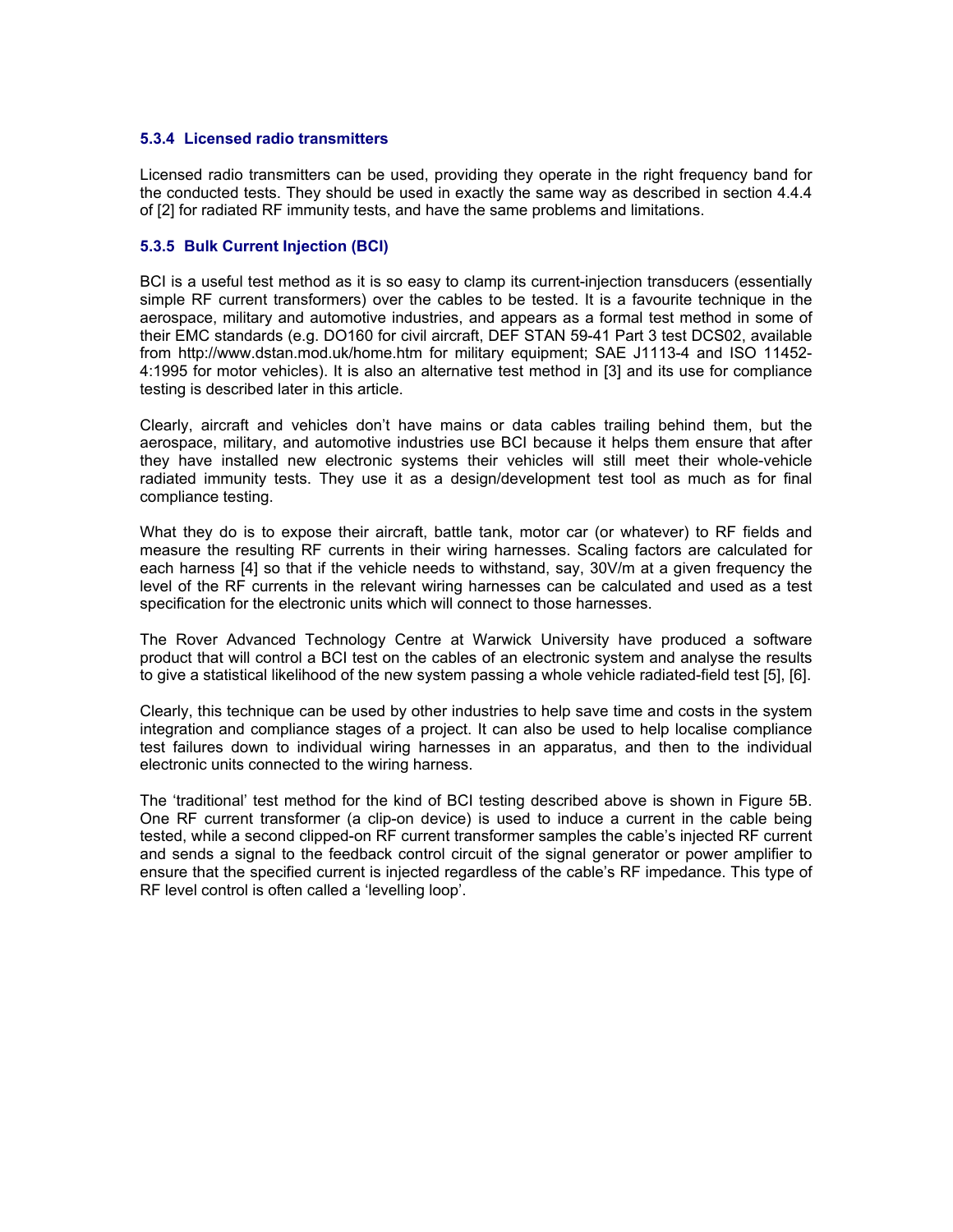### 5.3.4 Licensed radio transmitters

Licensed radio transmitters can be used, providing they operate in the right frequency band for the conducted tests. They should be used in exactly the same way as described in section 4.4.4 of [2] for radiated RF immunity tests, and have the same problems and limitations.

### 5.3.5 Bulk Current Injection (BCI)

BCI is a useful test method as it is so easy to clamp its current-injection transducers (essentially simple RF current transformers) over the cables to be tested. It is a favourite technique in the aerospace, military and automotive industries, and appears as a formal test method in some of their EMC standards (e.g. DO160 for civil aircraft, DEF STAN 59-41 Part 3 test DCS02, available from http://www.dstan.mod.uk/home.htm for military equipment; SAE J1113-4 and ISO 11452-4:1995 for motor vehicles). It is also an alternative test method in [3] and its use for compliance testing is described later in this article.

Clearly, aircraft and vehicles don't have mains or data cables trailing behind them, but the aerospace, military, and automotive industries use BCI because it helps them ensure that after they have installed new electronic systems their vehicles will still meet their whole-vehicle radiated immunity tests. They use it as a design/development test tool as much as for final compliance testing.

What they do is to expose their aircraft, battle tank, motor car (or whatever) to RF fields and measure the resulting RF currents in their wiring harnesses. Scaling factors are calculated for each harness [4] so that if the vehicle needs to withstand, say, 30V/m at a given frequency the level of the RF currents in the relevant wiring harnesses can be calculated and used as a test specification for the electronic units which will connect to those harnesses.

The Rover Advanced Technology Centre at Warwick University have produced a software product that will control a BCI test on the cables of an electronic system and analyse the results to give a statistical likelihood of the new system passing a whole vehicle radiated-field test [5], [6].

Clearly, this technique can be used by other industries to help save time and costs in the system integration and compliance stages of a project. It can also be used to help localise compliance test failures down to individual wiring harnesses in an apparatus, and then to the individual electronic units connected to the wiring harness.

The 'traditional' test method for the kind of BCI testing described above is shown in Figure 5B. One RF current transformer (a clip-on device) is used to induce a current in the cable being tested, while a second clipped-on RF current transformer samples the cable's injected RF current and sends a signal to the feedback control circuit of the signal generator or power amplifier to ensure that the specified current is injected regardless of the cable's RF impedance. This type of RF level control is often called a 'levelling loop'.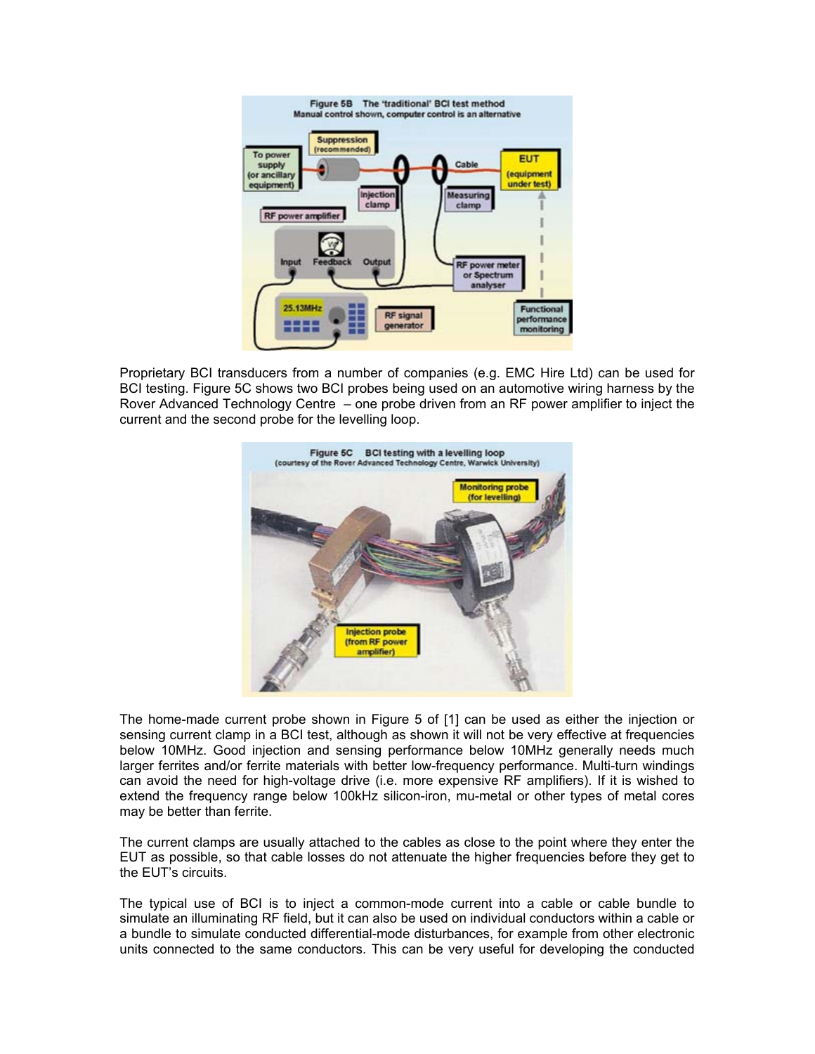Figure 5B The 'traditional' BCI test method
Manual control shown, computer control is an alternative

Proprietary BCI transducers from a number of companies (e.g. EMC Hire Ltd) can be used for BCI testing. Figure 5C shows two BCI probes being used on an automotive wiring harness by the Rover Advanced Technology Centre – one probe driven from an RF power amplifier to inject the current and the second probe for the levelling loop.

Figure 5C BCI testing with a levelling loop
(courtesy of the Rover Advanced Technology Centre, Warwick University)

The home-made current probe shown in Figure 5 of [1] can be used as either the injection or sensing current clamp in a BCI test, although as shown it will not be very effective at frequencies below 10MHz. Good injection and sensing performance below 10MHz generally needs much larger ferrites and/or ferrite materials with better low-frequency performance. Multi-turn windings can avoid the need for high-voltage drive (i.e. more expensive RF amplifiers). If it is wished to extend the frequency range below 100kHz silicon-iron, mu-metal or other types of metal cores may be better than ferrite.

The current clamps are usually attached to the cables as close to the point where they enter the EUT as possible, so that cable losses do not attenuate the higher frequencies before they get to the EUT's circuits.

The typical use of BCI is to inject a common-mode current into a cable or cable bundle to simulate an illuminating RF field, but it can also be used on individual conductors within a cable or a bundle to simulate conducted differential-mode disturbances, for example from other electronic units connected to the same conductors. This can be very useful for developing the conducted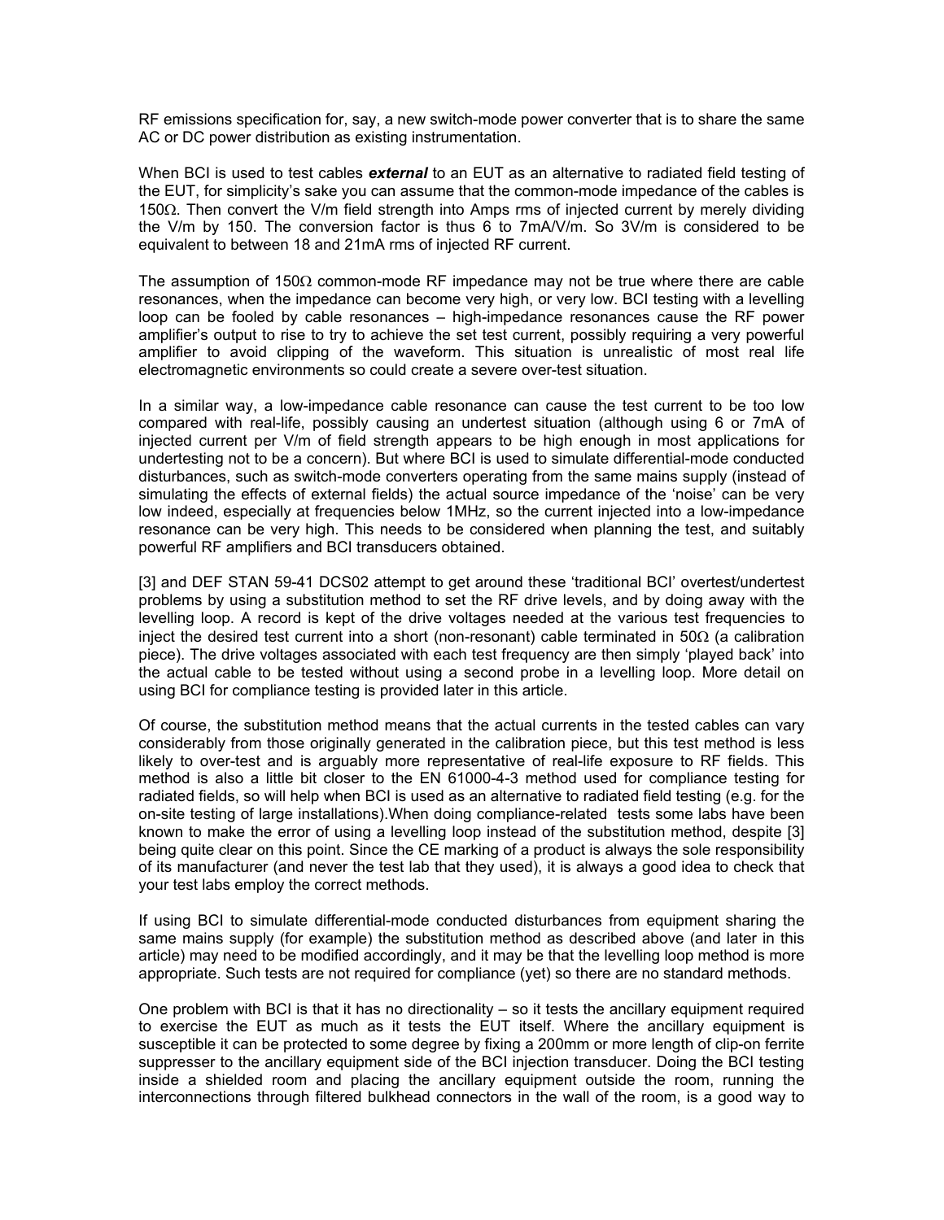RF emissions specification for, say, a new switch-mode power converter that is to share the same AC or DC power distribution as existing instrumentation.

When BCI is used to test cables ***external*** to an EUT as an alternative to radiated field testing of the EUT, for simplicity's sake you can assume that the common-mode impedance of the cables is 150Ω. Then convert the V/m field strength into Amps rms of injected current by merely dividing the V/m by 150. The conversion factor is thus 6 to 7mA/V/m. So 3V/m is considered to be equivalent to between 18 and 21mA rms of injected RF current.

The assumption of 150Ω common-mode RF impedance may not be true where there are cable resonances, when the impedance can become very high, or very low. BCI testing with a levelling loop can be fooled by cable resonances – high-impedance resonances cause the RF power amplifier's output to rise to try to achieve the set test current, possibly requiring a very powerful amplifier to avoid clipping of the waveform. This situation is unrealistic of most real life electromagnetic environments so could create a severe over-test situation.

In a similar way, a low-impedance cable resonance can cause the test current to be too low compared with real-life, possibly causing an undertest situation (although using 6 or 7mA of injected current per V/m of field strength appears to be high enough in most applications for undertesting not to be a concern). But where BCI is used to simulate differential-mode conducted disturbances, such as switch-mode converters operating from the same mains supply (instead of simulating the effects of external fields) the actual source impedance of the 'noise' can be very low indeed, especially at frequencies below 1MHz, so the current injected into a low-impedance resonance can be very high. This needs to be considered when planning the test, and suitably powerful RF amplifiers and BCI transducers obtained.

[3] and DEF STAN 59-41 DCS02 attempt to get around these 'traditional BCI' overtest/undertest problems by using a substitution method to set the RF drive levels, and by doing away with the levelling loop. A record is kept of the drive voltages needed at the various test frequencies to inject the desired test current into a short (non-resonant) cable terminated in 50Ω (a calibration piece). The drive voltages associated with each test frequency are then simply 'played back' into the actual cable to be tested without using a second probe in a levelling loop. More detail on using BCI for compliance testing is provided later in this article.

Of course, the substitution method means that the actual currents in the tested cables can vary considerably from those originally generated in the calibration piece, but this test method is less likely to over-test and is arguably more representative of real-life exposure to RF fields. This method is also a little bit closer to the EN 61000-4-3 method used for compliance testing for radiated fields, so will help when BCI is used as an alternative to radiated field testing (e.g. for the on-site testing of large installations).When doing compliance-related tests some labs have been known to make the error of using a levelling loop instead of the substitution method, despite [3] being quite clear on this point. Since the CE marking of a product is always the sole responsibility of its manufacturer (and never the test lab that they used), it is always a good idea to check that your test labs employ the correct methods.

If using BCI to simulate differential-mode conducted disturbances from equipment sharing the same mains supply (for example) the substitution method as described above (and later in this article) may need to be modified accordingly, and it may be that the levelling loop method is more appropriate. Such tests are not required for compliance (yet) so there are no standard methods.

One problem with BCI is that it has no directionality – so it tests the ancillary equipment required to exercise the EUT as much as it tests the EUT itself. Where the ancillary equipment is susceptible it can be protected to some degree by fixing a 200mm or more length of clip-on ferrite suppresser to the ancillary equipment side of the BCI injection transducer. Doing the BCI testing inside a shielded room and placing the ancillary equipment outside the room, running the interconnections through filtered bulkhead connectors in the wall of the room, is a good way to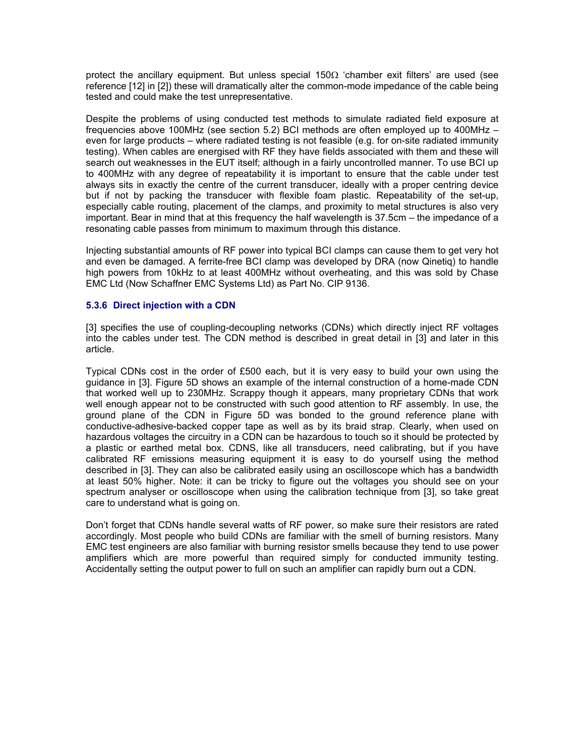protect the ancillary equipment. But unless special 150Ω 'chamber exit filters' are used (see reference [12] in [2]) these will dramatically alter the common-mode impedance of the cable being tested and could make the test unrepresentative.

Despite the problems of using conducted test methods to simulate radiated field exposure at frequencies above 100MHz (see section 5.2) BCI methods are often employed up to 400MHz – even for large products – where radiated testing is not feasible (e.g. for on-site radiated immunity testing). When cables are energised with RF they have fields associated with them and these will search out weaknesses in the EUT itself; although in a fairly uncontrolled manner. To use BCI up to 400MHz with any degree of repeatability it is important to ensure that the cable under test always sits in exactly the centre of the current transducer, ideally with a proper centring device but if not by packing the transducer with flexible foam plastic. Repeatability of the set-up, especially cable routing, placement of the clamps, and proximity to metal structures is also very important. Bear in mind that at this frequency the half wavelength is 37.5cm – the impedance of a resonating cable passes from minimum to maximum through this distance.

Injecting substantial amounts of RF power into typical BCI clamps can cause them to get very hot and even be damaged. A ferrite-free BCI clamp was developed by DRA (now Qinetiq) to handle high powers from 10kHz to at least 400MHz without overheating, and this was sold by Chase EMC Ltd (Now Schaffner EMC Systems Ltd) as Part No. CIP 9136.

### 5.3.6 Direct injection with a CDN

[3] specifies the use of coupling-decoupling networks (CDNs) which directly inject RF voltages into the cables under test. The CDN method is described in great detail in [3] and later in this article.

Typical CDNs cost in the order of £500 each, but it is very easy to build your own using the guidance in [3]. Figure 5D shows an example of the internal construction of a home-made CDN that worked well up to 230MHz. Scrappy though it appears, many proprietary CDNs that work well enough appear not to be constructed with such good attention to RF assembly. In use, the ground plane of the CDN in Figure 5D was bonded to the ground reference plane with conductive-adhesive-backed copper tape as well as by its braid strap. Clearly, when used on hazardous voltages the circuitry in a CDN can be hazardous to touch so it should be protected by a plastic or earthed metal box. CDNS, like all transducers, need calibrating, but if you have calibrated RF emissions measuring equipment it is easy to do yourself using the method described in [3]. They can also be calibrated easily using an oscilloscope which has a bandwidth at least 50% higher. Note: it can be tricky to figure out the voltages you should see on your spectrum analyser or oscilloscope when using the calibration technique from [3], so take great care to understand what is going on.

Don't forget that CDNs handle several watts of RF power, so make sure their resistors are rated accordingly. Most people who build CDNs are familiar with the smell of burning resistors. Many EMC test engineers are also familiar with burning resistor smells because they tend to use power amplifiers which are more powerful than required simply for conducted immunity testing. Accidentally setting the output power to full on such an amplifier can rapidly burn out a CDN.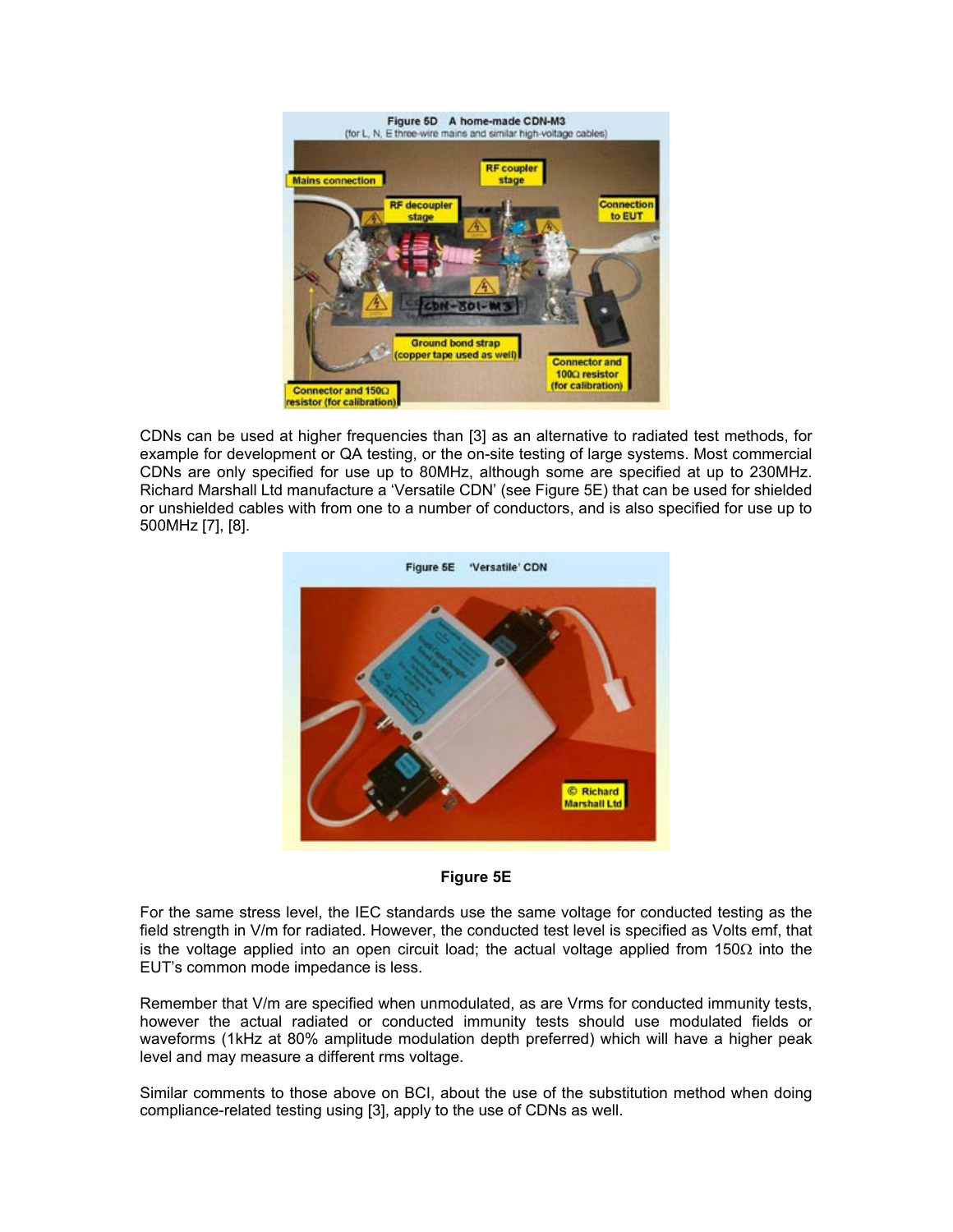Figure 5D A home-made CDN-M3
(for L, N, E three-wire mains and similar high-voltage cables)

CDNs can be used at higher frequencies than [3] as an alternative to radiated test methods, for example for development or QA testing, or the on-site testing of large systems. Most commercial CDNs are only specified for use up to 80MHz, although some are specified at up to 230MHz. Richard Marshall Ltd manufacture a 'Versatile CDN' (see Figure 5E) that can be used for shielded or unshielded cables with from one to a number of conductors, and is also specified for use up to 500MHz [7], [8].

Figure 5E 'Versatile' CDN

**Figure 5E**

For the same stress level, the IEC standards use the same voltage for conducted testing as the field strength in V/m for radiated. However, the conducted test level is specified as Volts emf, that is the voltage applied into an open circuit load; the actual voltage applied from 150Ω into the EUT's common mode impedance is less.

Remember that V/m are specified when unmodulated, as are Vrms for conducted immunity tests, however the actual radiated or conducted immunity tests should use modulated fields or waveforms (1kHz at 80% amplitude modulation depth preferred) which will have a higher peak level and may measure a different rms voltage.

Similar comments to those above on BCI, about the use of the substitution method when doing compliance-related testing using [3], apply to the use of CDNs as well.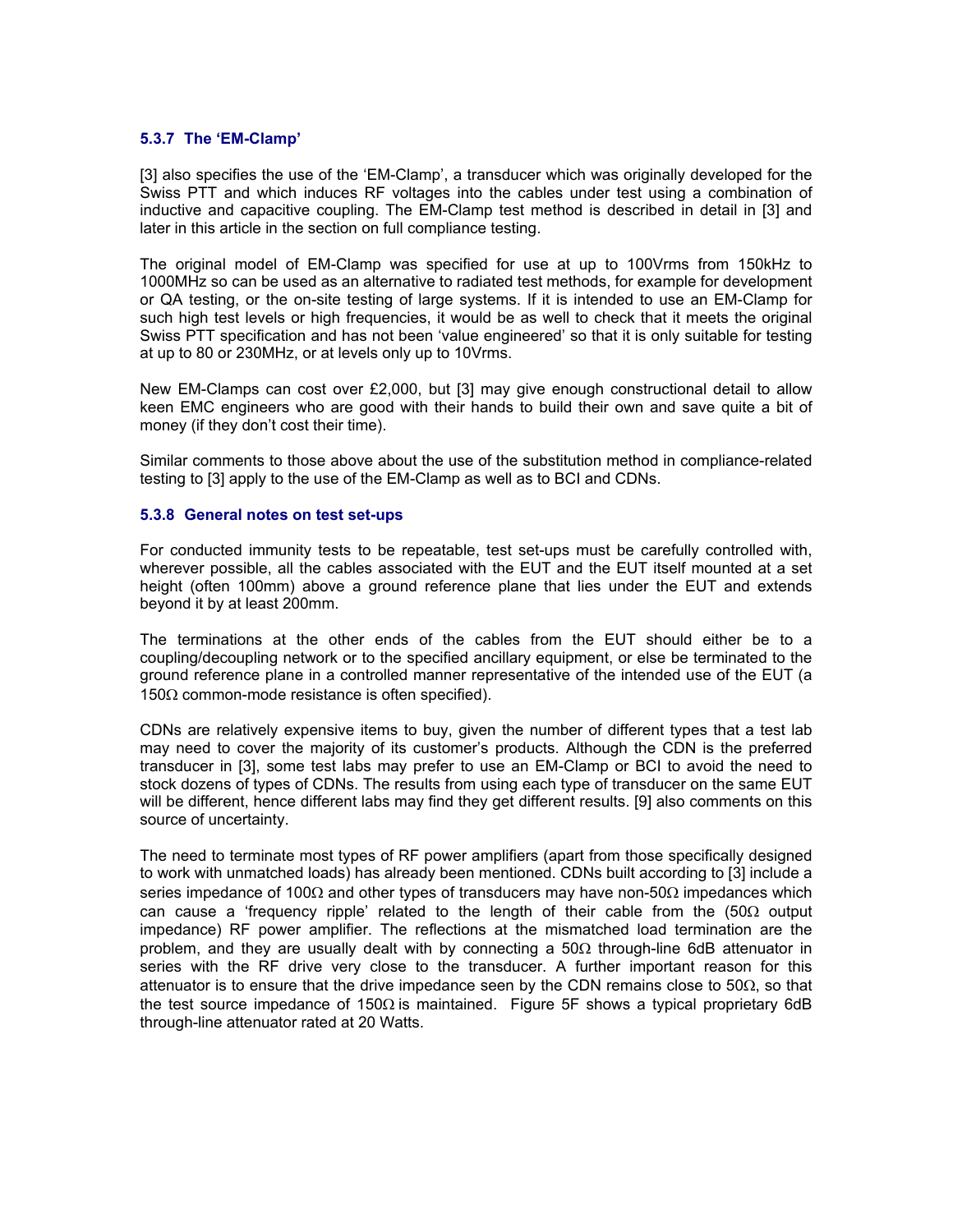### 5.3.7 The 'EM-Clamp'

[3] also specifies the use of the 'EM-Clamp', a transducer which was originally developed for the Swiss PTT and which induces RF voltages into the cables under test using a combination of inductive and capacitive coupling. The EM-Clamp test method is described in detail in [3] and later in this article in the section on full compliance testing.

The original model of EM-Clamp was specified for use at up to 100Vrms from 150kHz to 1000MHz so can be used as an alternative to radiated test methods, for example for development or QA testing, or the on-site testing of large systems. If it is intended to use an EM-Clamp for such high test levels or high frequencies, it would be as well to check that it meets the original Swiss PTT specification and has not been 'value engineered' so that it is only suitable for testing at up to 80 or 230MHz, or at levels only up to 10Vrms.

New EM-Clamps can cost over £2,000, but [3] may give enough constructional detail to allow keen EMC engineers who are good with their hands to build their own and save quite a bit of money (if they don't cost their time).

Similar comments to those above about the use of the substitution method in compliance-related testing to [3] apply to the use of the EM-Clamp as well as to BCI and CDNs.

### 5.3.8 General notes on test set-ups

For conducted immunity tests to be repeatable, test set-ups must be carefully controlled with, wherever possible, all the cables associated with the EUT and the EUT itself mounted at a set height (often 100mm) above a ground reference plane that lies under the EUT and extends beyond it by at least 200mm.

The terminations at the other ends of the cables from the EUT should either be to a coupling/decoupling network or to the specified ancillary equipment, or else be terminated to the ground reference plane in a controlled manner representative of the intended use of the EUT (a 150Ω common-mode resistance is often specified).

CDNs are relatively expensive items to buy, given the number of different types that a test lab may need to cover the majority of its customer's products. Although the CDN is the preferred transducer in [3], some test labs may prefer to use an EM-Clamp or BCI to avoid the need to stock dozens of types of CDNs. The results from using each type of transducer on the same EUT will be different, hence different labs may find they get different results. [9] also comments on this source of uncertainty.

The need to terminate most types of RF power amplifiers (apart from those specifically designed to work with unmatched loads) has already been mentioned. CDNs built according to [3] include a series impedance of 100Ω and other types of transducers may have non-50Ω impedances which can cause a 'frequency ripple' related to the length of their cable from the (50Ω output impedance) RF power amplifier. The reflections at the mismatched load termination are the problem, and they are usually dealt with by connecting a 50Ω through-line 6dB attenuator in series with the RF drive very close to the transducer. A further important reason for this attenuator is to ensure that the drive impedance seen by the CDN remains close to 50Ω, so that the test source impedance of 150Ω is maintained. Figure 5F shows a typical proprietary 6dB through-line attenuator rated at 20 Watts.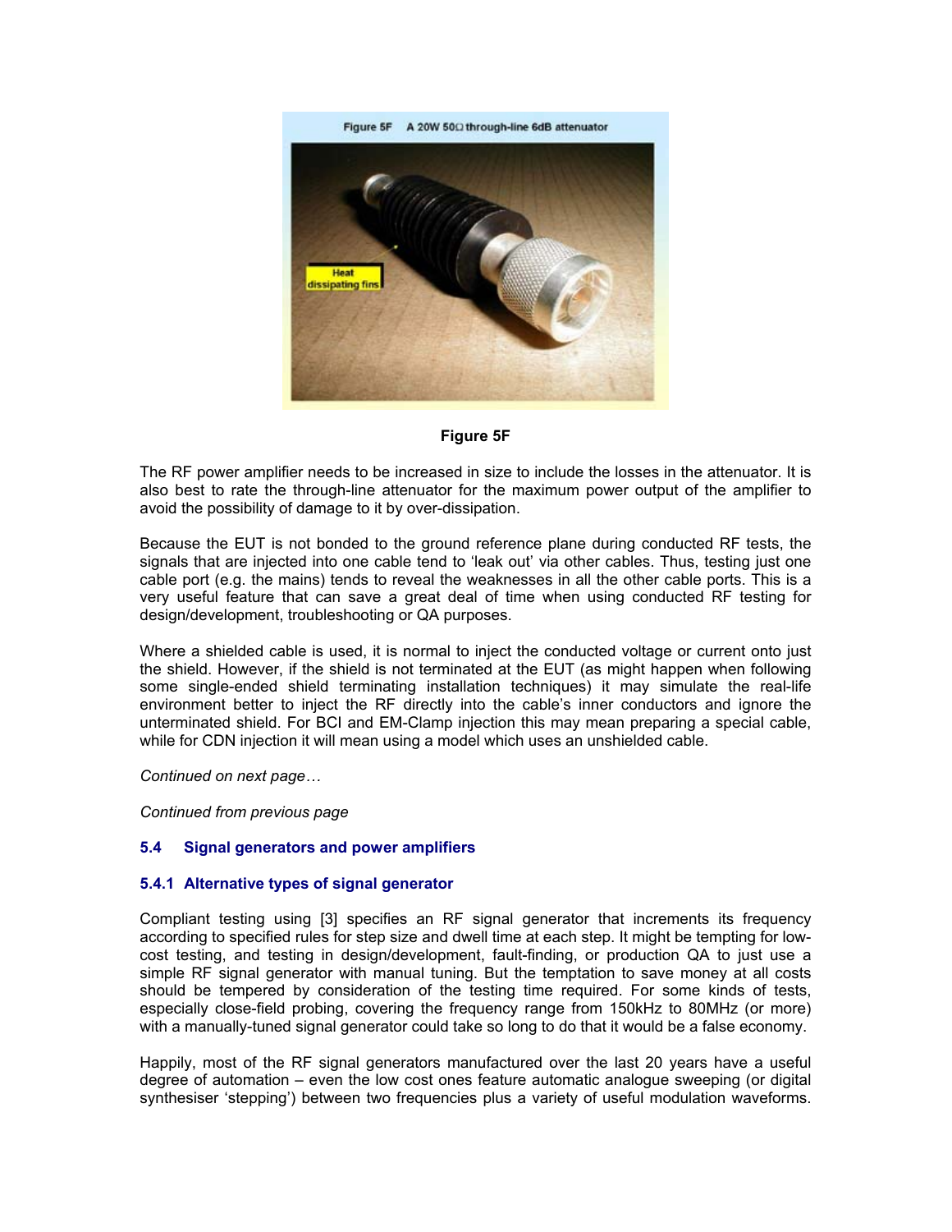Figure 5F

The RF power amplifier needs to be increased in size to include the losses in the attenuator. It is also best to rate the through-line attenuator for the maximum power output of the amplifier to avoid the possibility of damage to it by over-dissipation.

Because the EUT is not bonded to the ground reference plane during conducted RF tests, the signals that are injected into one cable tend to 'leak out' via other cables. Thus, testing just one cable port (e.g. the mains) tends to reveal the weaknesses in all the other cable ports. This is a very useful feature that can save a great deal of time when using conducted RF testing for design/development, troubleshooting or QA purposes.

Where a shielded cable is used, it is normal to inject the conducted voltage or current onto just the shield. However, if the shield is not terminated at the EUT (as might happen when following some single-ended shield terminating installation techniques) it may simulate the real-life environment better to inject the RF directly into the cable's inner conductors and ignore the unterminated shield. For BCI and EM-Clamp injection this may mean preparing a special cable, while for CDN injection it will mean using a model which uses an unshielded cable.

*Continued on next page…*

*Continued from previous page*

## 5.4 Signal generators and power amplifiers

### 5.4.1 Alternative types of signal generator

Compliant testing using [3] specifies an RF signal generator that increments its frequency according to specified rules for step size and dwell time at each step. It might be tempting for low-cost testing, and testing in design/development, fault-finding, or production QA to just use a simple RF signal generator with manual tuning. But the temptation to save money at all costs should be tempered by consideration of the testing time required. For some kinds of tests, especially close-field probing, covering the frequency range from 150kHz to 80MHz (or more) with a manually-tuned signal generator could take so long to do that it would be a false economy.

Happily, most of the RF signal generators manufactured over the last 20 years have a useful degree of automation – even the low cost ones feature automatic analogue sweeping (or digital synthesiser 'stepping') between two frequencies plus a variety of useful modulation waveforms.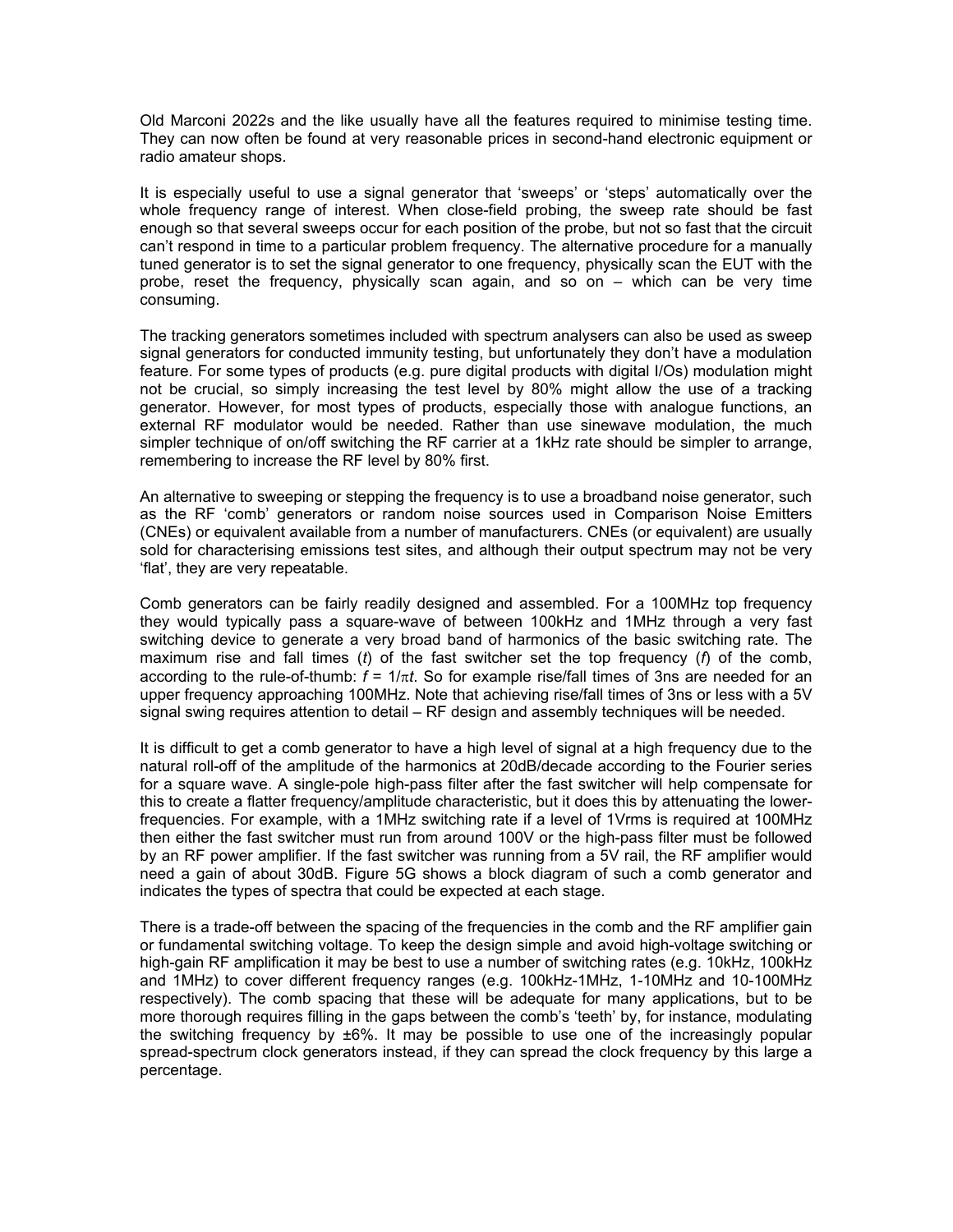Old Marconi 2022s and the like usually have all the features required to minimise testing time. They can now often be found at very reasonable prices in second-hand electronic equipment or radio amateur shops.

It is especially useful to use a signal generator that 'sweeps' or 'steps' automatically over the whole frequency range of interest. When close-field probing, the sweep rate should be fast enough so that several sweeps occur for each position of the probe, but not so fast that the circuit can't respond in time to a particular problem frequency. The alternative procedure for a manually tuned generator is to set the signal generator to one frequency, physically scan the EUT with the probe, reset the frequency, physically scan again, and so on – which can be very time consuming.

The tracking generators sometimes included with spectrum analysers can also be used as sweep signal generators for conducted immunity testing, but unfortunately they don't have a modulation feature. For some types of products (e.g. pure digital products with digital I/Os) modulation might not be crucial, so simply increasing the test level by 80% might allow the use of a tracking generator. However, for most types of products, especially those with analogue functions, an external RF modulator would be needed. Rather than use sinewave modulation, the much simpler technique of on/off switching the RF carrier at a 1kHz rate should be simpler to arrange, remembering to increase the RF level by 80% first.

An alternative to sweeping or stepping the frequency is to use a broadband noise generator, such as the RF 'comb' generators or random noise sources used in Comparison Noise Emitters (CNEs) or equivalent available from a number of manufacturers. CNEs (or equivalent) are usually sold for characterising emissions test sites, and although their output spectrum may not be very 'flat', they are very repeatable.

Comb generators can be fairly readily designed and assembled. For a 100MHz top frequency they would typically pass a square-wave of between 100kHz and 1MHz through a very fast switching device to generate a very broad band of harmonics of the basic switching rate. The maximum rise and fall times ($t$) of the fast switcher set the top frequency ($f$) of the comb, according to the rule-of-thumb: $f = 1/\pi t$. So for example rise/fall times of 3ns are needed for an upper frequency approaching 100MHz. Note that achieving rise/fall times of 3ns or less with a 5V signal swing requires attention to detail – RF design and assembly techniques will be needed.

It is difficult to get a comb generator to have a high level of signal at a high frequency due to the natural roll-off of the amplitude of the harmonics at 20dB/decade according to the Fourier series for a square wave. A single-pole high-pass filter after the fast switcher will help compensate for this to create a flatter frequency/amplitude characteristic, but it does this by attenuating the lower-frequencies. For example, with a 1MHz switching rate if a level of 1Vrms is required at 100MHz then either the fast switcher must run from around 100V or the high-pass filter must be followed by an RF power amplifier. If the fast switcher was running from a 5V rail, the RF amplifier would need a gain of about 30dB. Figure 5G shows a block diagram of such a comb generator and indicates the types of spectra that could be expected at each stage.

There is a trade-off between the spacing of the frequencies in the comb and the RF amplifier gain or fundamental switching voltage. To keep the design simple and avoid high-voltage switching or high-gain RF amplification it may be best to use a number of switching rates (e.g. 10kHz, 100kHz and 1MHz) to cover different frequency ranges (e.g. 100kHz-1MHz, 1-10MHz and 10-100MHz respectively). The comb spacing that these will be adequate for many applications, but to be more thorough requires filling in the gaps between the comb's 'teeth' by, for instance, modulating the switching frequency by ±6%. It may be possible to use one of the increasingly popular spread-spectrum clock generators instead, if they can spread the clock frequency by this large a percentage.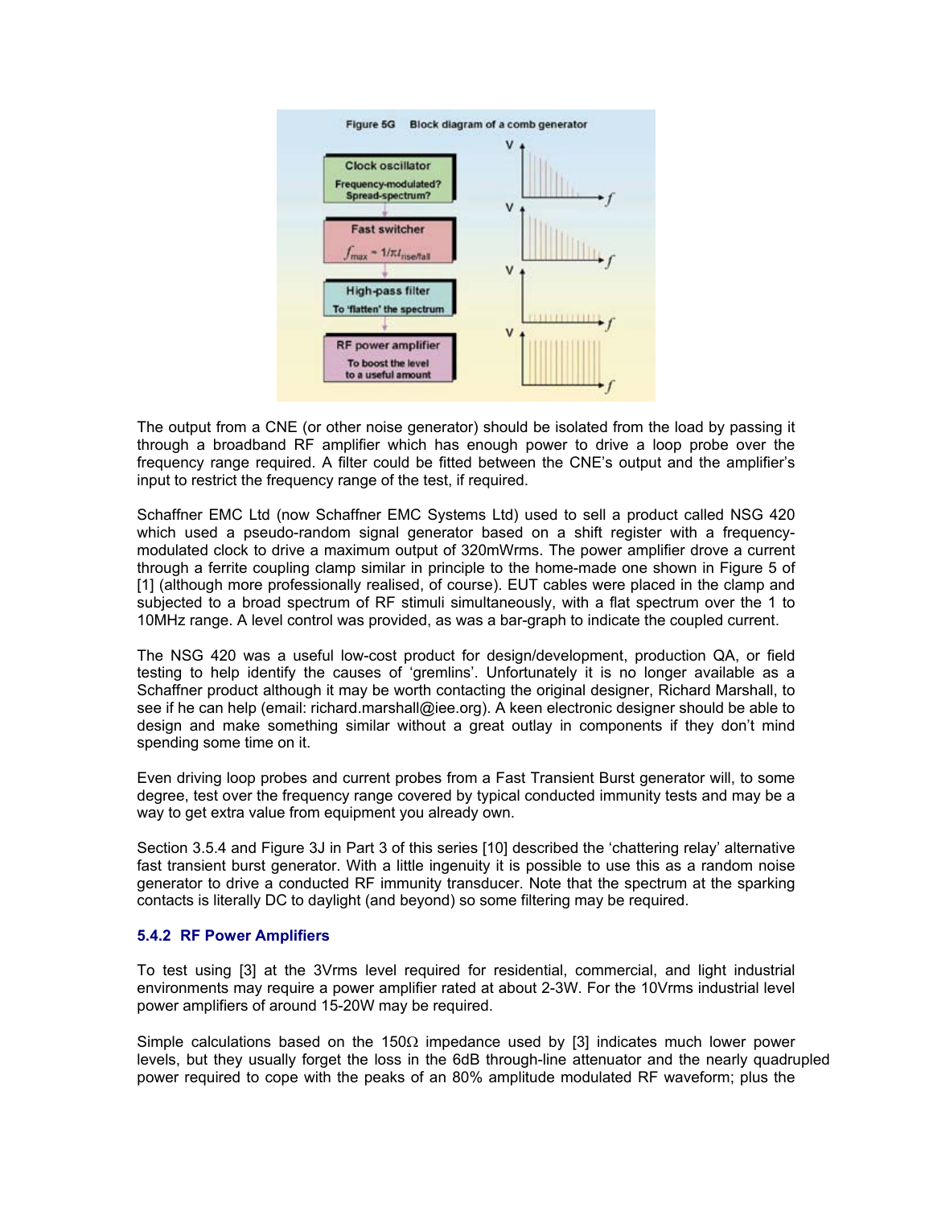Figure 5G Block diagram of a comb generator

Clock oscillator
Frequency-modulated? Spread-spectrum?

Fast switcher
$f_{max} \approx 1/\pi t_{rise/fall}$

High-pass filter
To 'flatten' the spectrum

RF power amplifier
To boost the level to a useful amount

The output from a CNE (or other noise generator) should be isolated from the load by passing it through a broadband RF amplifier which has enough power to drive a loop probe over the frequency range required. A filter could be fitted between the CNE's output and the amplifier's input to restrict the frequency range of the test, if required.

Schaffner EMC Ltd (now Schaffner EMC Systems Ltd) used to sell a product called NSG 420 which used a pseudo-random signal generator based on a shift register with a frequency-modulated clock to drive a maximum output of 320mWrms. The power amplifier drove a current through a ferrite coupling clamp similar in principle to the home-made one shown in Figure 5 of [1] (although more professionally realised, of course). EUT cables were placed in the clamp and subjected to a broad spectrum of RF stimuli simultaneously, with a flat spectrum over the 1 to 10MHz range. A level control was provided, as was a bar-graph to indicate the coupled current.

The NSG 420 was a useful low-cost product for design/development, production QA, or field testing to help identify the causes of 'gremlins'. Unfortunately it is no longer available as a Schaffner product although it may be worth contacting the original designer, Richard Marshall, to see if he can help (email: richard.marshall@iee.org). A keen electronic designer should be able to design and make something similar without a great outlay in components if they don't mind spending some time on it.

Even driving loop probes and current probes from a Fast Transient Burst generator will, to some degree, test over the frequency range covered by typical conducted immunity tests and may be a way to get extra value from equipment you already own.

Section 3.5.4 and Figure 3J in Part 3 of this series [10] described the 'chattering relay' alternative fast transient burst generator. With a little ingenuity it is possible to use this as a random noise generator to drive a conducted RF immunity transducer. Note that the spectrum at the sparking contacts is literally DC to daylight (and beyond) so some filtering may be required.

### 5.4.2 RF Power Amplifiers

To test using [3] at the 3Vrms level required for residential, commercial, and light industrial environments may require a power amplifier rated at about 2-3W. For the 10Vrms industrial level power amplifiers of around 15-20W may be required.

Simple calculations based on the 150Ω impedance used by [3] indicates much lower power levels, but they usually forget the loss in the 6dB through-line attenuator and the nearly quadrupled power required to cope with the peaks of an 80% amplitude modulated RF waveform; plus the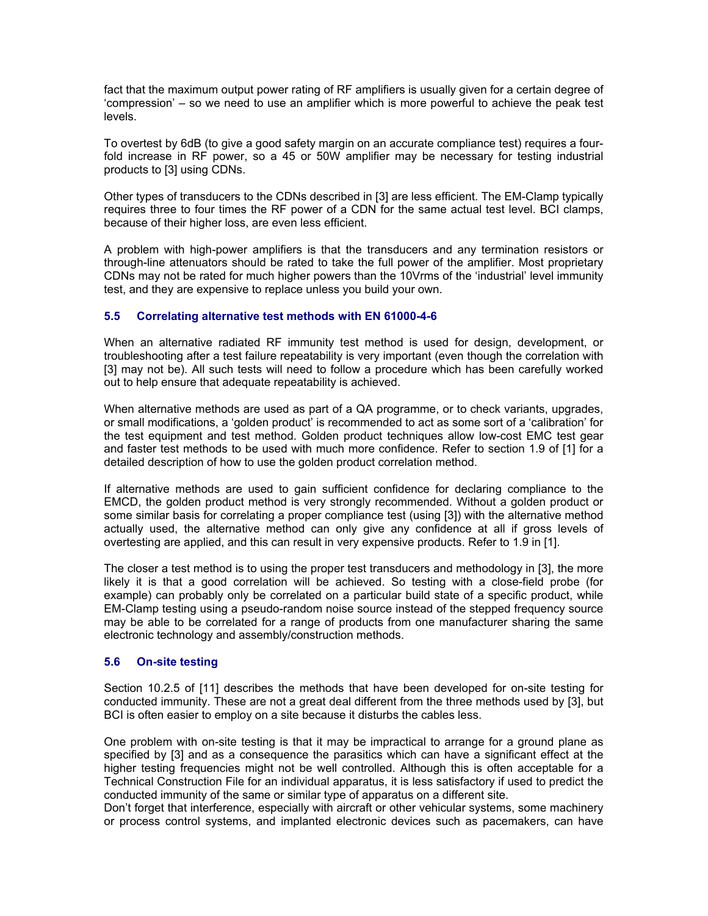fact that the maximum output power rating of RF amplifiers is usually given for a certain degree of 'compression' – so we need to use an amplifier which is more powerful to achieve the peak test levels.

To overtest by 6dB (to give a good safety margin on an accurate compliance test) requires a four-fold increase in RF power, so a 45 or 50W amplifier may be necessary for testing industrial products to [3] using CDNs.

Other types of transducers to the CDNs described in [3] are less efficient. The EM-Clamp typically requires three to four times the RF power of a CDN for the same actual test level. BCI clamps, because of their higher loss, are even less efficient.

A problem with high-power amplifiers is that the transducers and any termination resistors or through-line attenuators should be rated to take the full power of the amplifier. Most proprietary CDNs may not be rated for much higher powers than the 10Vrms of the 'industrial' level immunity test, and they are expensive to replace unless you build your own.

### 5.5 Correlating alternative test methods with EN 61000-4-6

When an alternative radiated RF immunity test method is used for design, development, or troubleshooting after a test failure repeatability is very important (even though the correlation with [3] may not be). All such tests will need to follow a procedure which has been carefully worked out to help ensure that adequate repeatability is achieved.

When alternative methods are used as part of a QA programme, or to check variants, upgrades, or small modifications, a 'golden product' is recommended to act as some sort of a 'calibration' for the test equipment and test method. Golden product techniques allow low-cost EMC test gear and faster test methods to be used with much more confidence. Refer to section 1.9 of [1] for a detailed description of how to use the golden product correlation method.

If alternative methods are used to gain sufficient confidence for declaring compliance to the EMCD, the golden product method is very strongly recommended. Without a golden product or some similar basis for correlating a proper compliance test (using [3]) with the alternative method actually used, the alternative method can only give any confidence at all if gross levels of overtesting are applied, and this can result in very expensive products. Refer to 1.9 in [1].

The closer a test method is to using the proper test transducers and methodology in [3], the more likely it is that a good correlation will be achieved. So testing with a close-field probe (for example) can probably only be correlated on a particular build state of a specific product, while EM-Clamp testing using a pseudo-random noise source instead of the stepped frequency source may be able to be correlated for a range of products from one manufacturer sharing the same electronic technology and assembly/construction methods.

### 5.6 On-site testing

Section 10.2.5 of [11] describes the methods that have been developed for on-site testing for conducted immunity. These are not a great deal different from the three methods used by [3], but BCI is often easier to employ on a site because it disturbs the cables less.

One problem with on-site testing is that it may be impractical to arrange for a ground plane as specified by [3] and as a consequence the parasitics which can have a significant effect at the higher testing frequencies might not be well controlled. Although this is often acceptable for a Technical Construction File for an individual apparatus, it is less satisfactory if used to predict the conducted immunity of the same or similar type of apparatus on a different site.

Don't forget that interference, especially with aircraft or other vehicular systems, some machinery or process control systems, and implanted electronic devices such as pacemakers, can have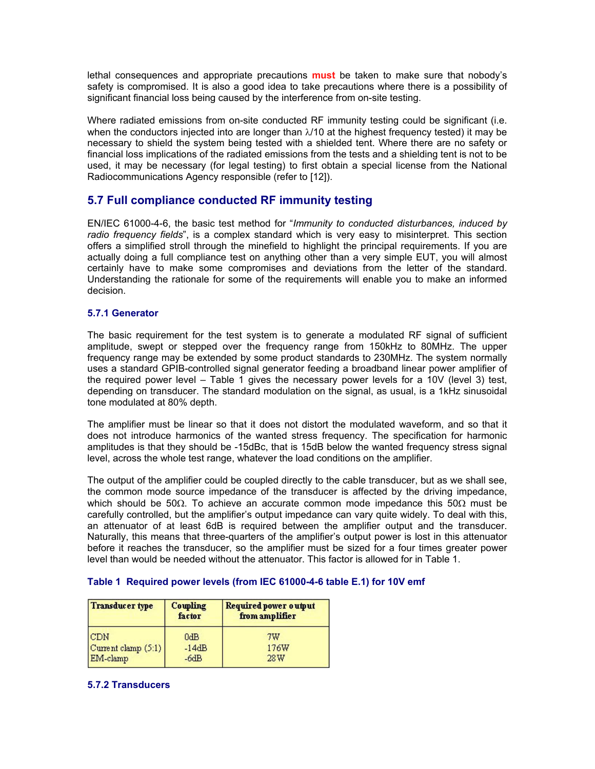lethal consequences and appropriate precautions **must** be taken to make sure that nobody's safety is compromised. It is also a good idea to take precautions where there is a possibility of significant financial loss being caused by the interference from on-site testing.

Where radiated emissions from on-site conducted RF immunity testing could be significant (i.e. when the conductors injected into are longer than $\lambda/10$ at the highest frequency tested) it may be necessary to shield the system being tested with a shielded tent. Where there are no safety or financial loss implications of the radiated emissions from the tests and a shielding tent is not to be used, it may be necessary (for legal testing) to first obtain a special license from the National Radiocommunications Agency responsible (refer to [12]).

## 5.7 Full compliance conducted RF immunity testing

EN/IEC 61000-4-6, the basic test method for "*Immunity to conducted disturbances, induced by radio frequency fields*", is a complex standard which is very easy to misinterpret. This section offers a simplified stroll through the minefield to highlight the principal requirements. If you are actually doing a full compliance test on anything other than a very simple EUT, you will almost certainly have to make some compromises and deviations from the letter of the standard. Understanding the rationale for some of the requirements will enable you to make an informed decision.

### 5.7.1 Generator

The basic requirement for the test system is to generate a modulated RF signal of sufficient amplitude, swept or stepped over the frequency range from 150kHz to 80MHz. The upper frequency range may be extended by some product standards to 230MHz. The system normally uses a standard GPIB-controlled signal generator feeding a broadband linear power amplifier of the required power level – Table 1 gives the necessary power levels for a 10V (level 3) test, depending on transducer. The standard modulation on the signal, as usual, is a 1kHz sinusoidal tone modulated at 80% depth.

The amplifier must be linear so that it does not distort the modulated waveform, and so that it does not introduce harmonics of the wanted stress frequency. The specification for harmonic amplitudes is that they should be -15dBc, that is 15dB below the wanted frequency stress signal level, across the whole test range, whatever the load conditions on the amplifier.

The output of the amplifier could be coupled directly to the cable transducer, but as we shall see, the common mode source impedance of the transducer is affected by the driving impedance, which should be 50Ω. To achieve an accurate common mode impedance this 50Ω must be carefully controlled, but the amplifier's output impedance can vary quite widely. To deal with this, an attenuator of at least 6dB is required between the amplifier output and the transducer. Naturally, this means that three-quarters of the amplifier's output power is lost in this attenuator before it reaches the transducer, so the amplifier must be sized for a four times greater power level than would be needed without the attenuator. This factor is allowed for in Table 1.

**Table 1 Required power levels (from IEC 61000-4-6 table E.1) for 10V emf**

| Transducer type | Coupling factor | Required power output from amplifier |
|---|---|---|
| CDN | 0dB | 7W |
| Current clamp (5:1) | -14dB | 176W |
| EM-clamp | -6dB | 28W |

### 5.7.2 Transducers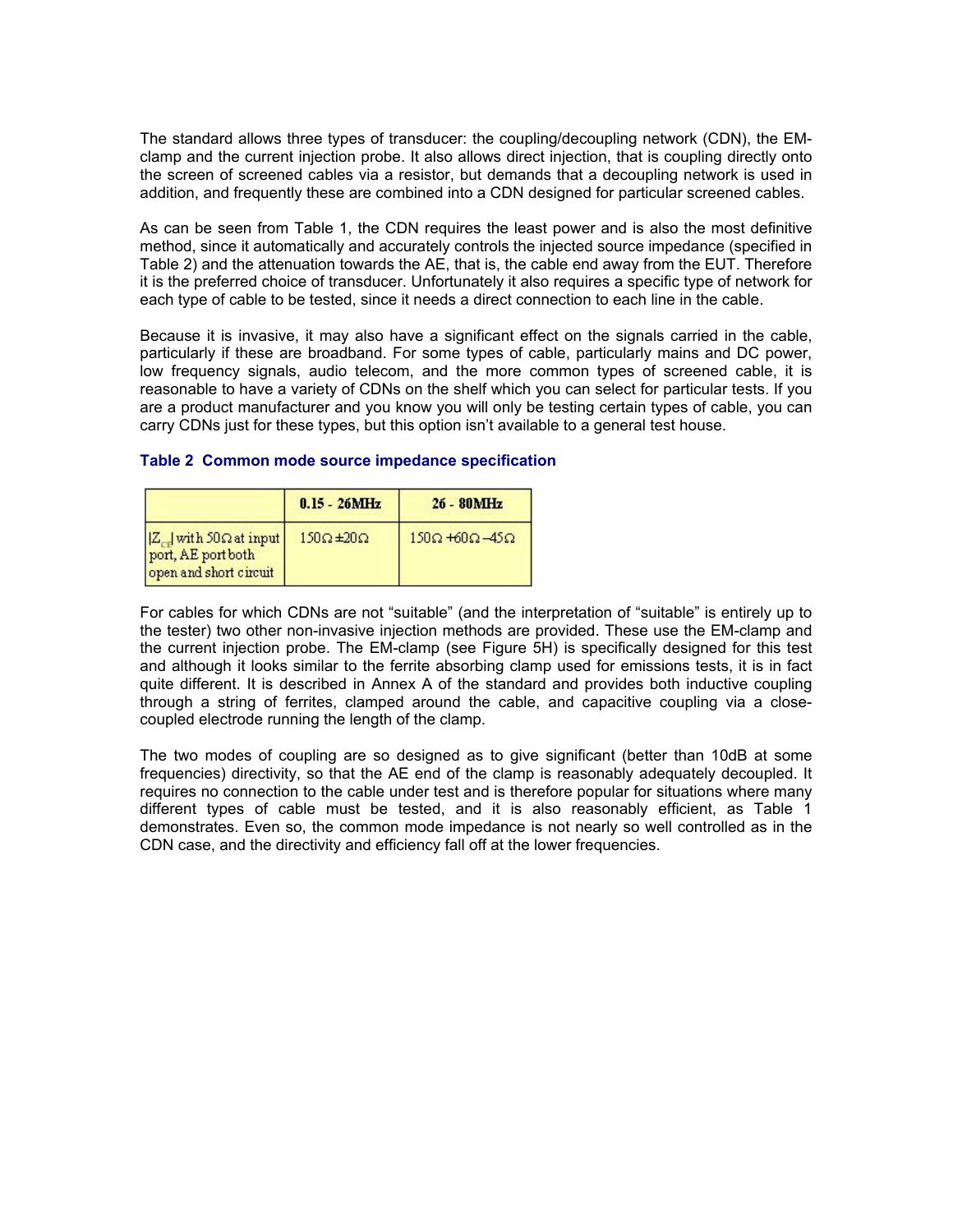The standard allows three types of transducer: the coupling/decoupling network (CDN), the EM-clamp and the current injection probe. It also allows direct injection, that is coupling directly onto the screen of screened cables via a resistor, but demands that a decoupling network is used in addition, and frequently these are combined into a CDN designed for particular screened cables.

As can be seen from Table 1, the CDN requires the least power and is also the most definitive method, since it automatically and accurately controls the injected source impedance (specified in Table 2) and the attenuation towards the AE, that is, the cable end away from the EUT. Therefore it is the preferred choice of transducer. Unfortunately it also requires a specific type of network for each type of cable to be tested, since it needs a direct connection to each line in the cable.

Because it is invasive, it may also have a significant effect on the signals carried in the cable, particularly if these are broadband. For some types of cable, particularly mains and DC power, low frequency signals, audio telecom, and the more common types of screened cable, it is reasonable to have a variety of CDNs on the shelf which you can select for particular tests. If you are a product manufacturer and you know you will only be testing certain types of cable, you can carry CDNs just for these types, but this option isn't available to a general test house.

**Table 2 Common mode source impedance specification**

| | 0.15 - 26MHz | 26 - 80MHz |
|---|---|---|
| $\lvert Z_{ce} \rvert$ with 50Ω at input port, AE port both open and short circuit | 150Ω ±20Ω | 150Ω +60Ω −45Ω |

For cables for which CDNs are not "suitable" (and the interpretation of "suitable" is entirely up to the tester) two other non-invasive injection methods are provided. These use the EM-clamp and the current injection probe. The EM-clamp (see Figure 5H) is specifically designed for this test and although it looks similar to the ferrite absorbing clamp used for emissions tests, it is in fact quite different. It is described in Annex A of the standard and provides both inductive coupling through a string of ferrites, clamped around the cable, and capacitive coupling via a close-coupled electrode running the length of the clamp.

The two modes of coupling are so designed as to give significant (better than 10dB at some frequencies) directivity, so that the AE end of the clamp is reasonably adequately decoupled. It requires no connection to the cable under test and is therefore popular for situations where many different types of cable must be tested, and it is also reasonably efficient, as Table 1 demonstrates. Even so, the common mode impedance is not nearly so well controlled as in the CDN case, and the directivity and efficiency fall off at the lower frequencies.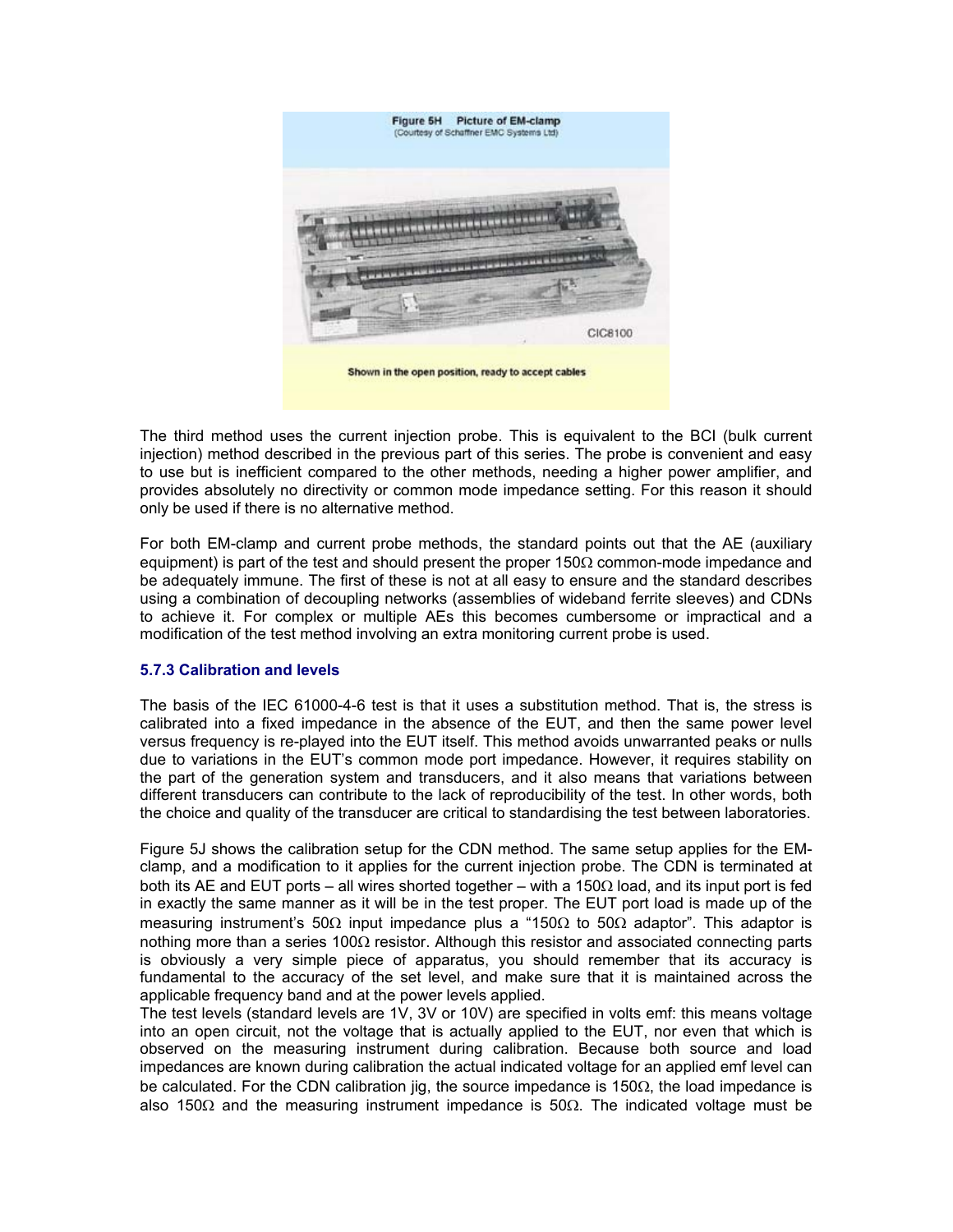**Figure 5H Picture of EM-clamp**
(Courtesy of Schaffner EMC Systems Ltd)

CIC8100

Shown in the open position, ready to accept cables

The third method uses the current injection probe. This is equivalent to the BCI (bulk current injection) method described in the previous part of this series. The probe is convenient and easy to use but is inefficient compared to the other methods, needing a higher power amplifier, and provides absolutely no directivity or common mode impedance setting. For this reason it should only be used if there is no alternative method.

For both EM-clamp and current probe methods, the standard points out that the AE (auxiliary equipment) is part of the test and should present the proper 150Ω common-mode impedance and be adequately immune. The first of these is not at all easy to ensure and the standard describes using a combination of decoupling networks (assemblies of wideband ferrite sleeves) and CDNs to achieve it. For complex or multiple AEs this becomes cumbersome or impractical and a modification of the test method involving an extra monitoring current probe is used.

### 5.7.3 Calibration and levels

The basis of the IEC 61000-4-6 test is that it uses a substitution method. That is, the stress is calibrated into a fixed impedance in the absence of the EUT, and then the same power level versus frequency is re-played into the EUT itself. This method avoids unwarranted peaks or nulls due to variations in the EUT's common mode port impedance. However, it requires stability on the part of the generation system and transducers, and it also means that variations between different transducers can contribute to the lack of reproducibility of the test. In other words, both the choice and quality of the transducer are critical to standardising the test between laboratories.

Figure 5J shows the calibration setup for the CDN method. The same setup applies for the EM-clamp, and a modification to it applies for the current injection probe. The CDN is terminated at both its AE and EUT ports – all wires shorted together – with a 150Ω load, and its input port is fed in exactly the same manner as it will be in the test proper. The EUT port load is made up of the measuring instrument's 50Ω input impedance plus a "150Ω to 50Ω adaptor". This adaptor is nothing more than a series 100Ω resistor. Although this resistor and associated connecting parts is obviously a very simple piece of apparatus, you should remember that its accuracy is fundamental to the accuracy of the set level, and make sure that it is maintained across the applicable frequency band and at the power levels applied.

The test levels (standard levels are 1V, 3V or 10V) are specified in volts emf: this means voltage into an open circuit, not the voltage that is actually applied to the EUT, nor even that which is observed on the measuring instrument during calibration. Because both source and load impedances are known during calibration the actual indicated voltage for an applied emf level can be calculated. For the CDN calibration jig, the source impedance is 150Ω, the load impedance is also 150Ω and the measuring instrument impedance is 50Ω. The indicated voltage must be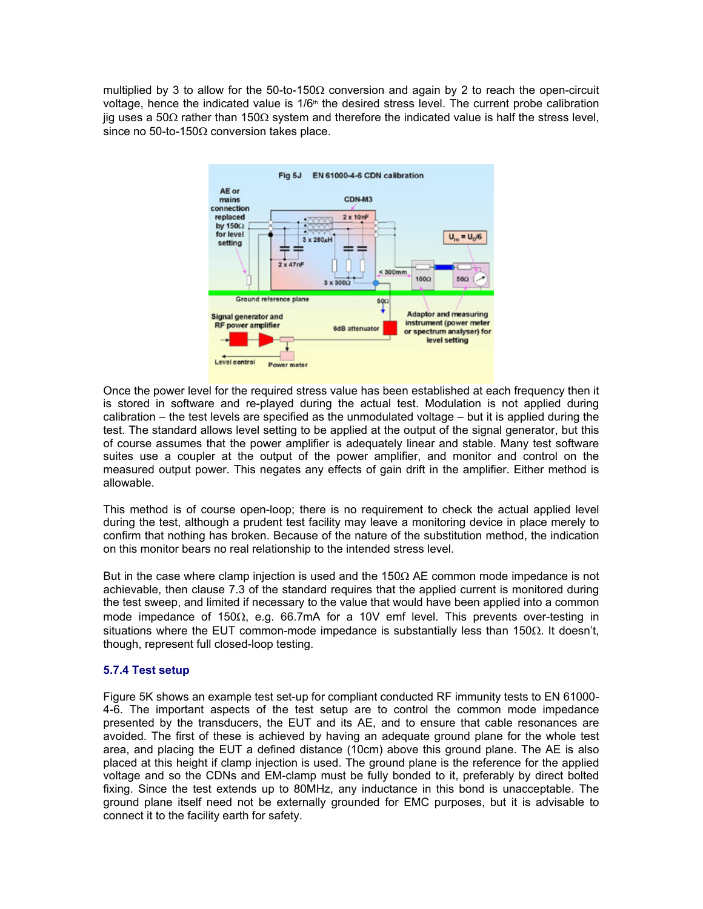multiplied by 3 to allow for the 50-to-150Ω conversion and again by 2 to reach the open-circuit voltage, hence the indicated value is 1/6th the desired stress level. The current probe calibration jig uses a 50Ω rather than 150Ω system and therefore the indicated value is half the stress level, since no 50-to-150Ω conversion takes place.

Fig 5J EN 61000-4-6 CDN calibration

Once the power level for the required stress value has been established at each frequency then it is stored in software and re-played during the actual test. Modulation is not applied during calibration – the test levels are specified as the unmodulated voltage – but it is applied during the test. The standard allows level setting to be applied at the output of the signal generator, but this of course assumes that the power amplifier is adequately linear and stable. Many test software suites use a coupler at the output of the power amplifier, and monitor and control on the measured output power. This negates any effects of gain drift in the amplifier. Either method is allowable.

This method is of course open-loop; there is no requirement to check the actual applied level during the test, although a prudent test facility may leave a monitoring device in place merely to confirm that nothing has broken. Because of the nature of the substitution method, the indication on this monitor bears no real relationship to the intended stress level.

But in the case where clamp injection is used and the 150Ω AE common mode impedance is not achievable, then clause 7.3 of the standard requires that the applied current is monitored during the test sweep, and limited if necessary to the value that would have been applied into a common mode impedance of 150Ω, e.g. 66.7mA for a 10V emf level. This prevents over-testing in situations where the EUT common-mode impedance is substantially less than 150Ω. It doesn't, though, represent full closed-loop testing.

### 5.7.4 Test setup

Figure 5K shows an example test set-up for compliant conducted RF immunity tests to EN 61000-4-6. The important aspects of the test setup are to control the common mode impedance presented by the transducers, the EUT and its AE, and to ensure that cable resonances are avoided. The first of these is achieved by having an adequate ground plane for the whole test area, and placing the EUT a defined distance (10cm) above this ground plane. The AE is also placed at this height if clamp injection is used. The ground plane is the reference for the applied voltage and so the CDNs and EM-clamp must be fully bonded to it, preferably by direct bolted fixing. Since the test extends up to 80MHz, any inductance in this bond is unacceptable. The ground plane itself need not be externally grounded for EMC purposes, but it is advisable to connect it to the facility earth for safety.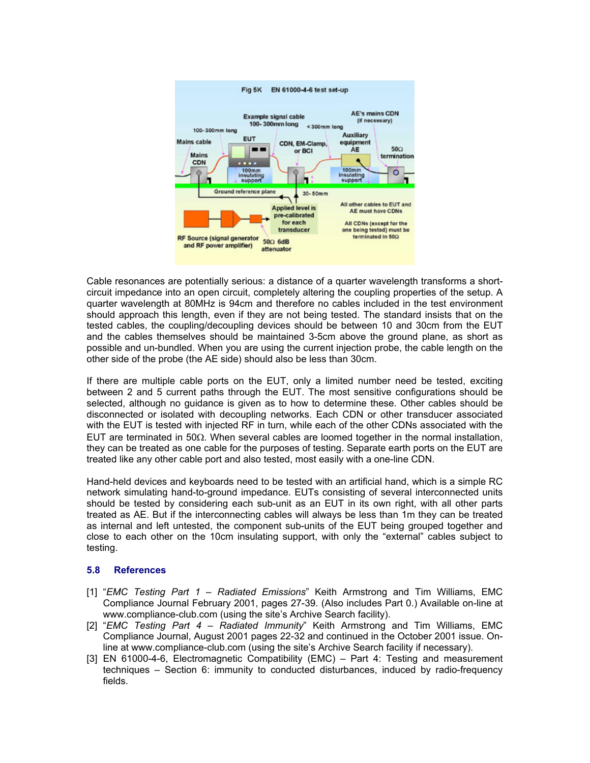Cable resonances are potentially serious: a distance of a quarter wavelength transforms a short-circuit impedance into an open circuit, completely altering the coupling properties of the setup. A quarter wavelength at 80MHz is 94cm and therefore no cables included in the test environment should approach this length, even if they are not being tested. The standard insists that on the tested cables, the coupling/decoupling devices should be between 10 and 30cm from the EUT and the cables themselves should be maintained 3-5cm above the ground plane, as short as possible and un-bundled. When you are using the current injection probe, the cable length on the other side of the probe (the AE side) should also be less than 30cm.

If there are multiple cable ports on the EUT, only a limited number need be tested, exciting between 2 and 5 current paths through the EUT. The most sensitive configurations should be selected, although no guidance is given as to how to determine these. Other cables should be disconnected or isolated with decoupling networks. Each CDN or other transducer associated with the EUT is tested with injected RF in turn, while each of the other CDNs associated with the EUT are terminated in 50Ω. When several cables are loomed together in the normal installation, they can be treated as one cable for the purposes of testing. Separate earth ports on the EUT are treated like any other cable port and also tested, most easily with a one-line CDN.

Hand-held devices and keyboards need to be tested with an artificial hand, which is a simple RC network simulating hand-to-ground impedance. EUTs consisting of several interconnected units should be tested by considering each sub-unit as an EUT in its own right, with all other parts treated as AE. But if the interconnecting cables will always be less than 1m they can be treated as internal and left untested, the component sub-units of the EUT being grouped together and close to each other on the 10cm insulating support, with only the "external" cables subject to testing.

## 5.8 References

[1] "*EMC Testing Part 1 – Radiated Emissions*" Keith Armstrong and Tim Williams, EMC Compliance Journal February 2001, pages 27-39. (Also includes Part 0.) Available on-line at www.compliance-club.com (using the site's Archive Search facility).

[2] "*EMC Testing Part 4 – Radiated Immunity*" Keith Armstrong and Tim Williams, EMC Compliance Journal, August 2001 pages 22-32 and continued in the October 2001 issue. On-line at www.compliance-club.com (using the site's Archive Search facility if necessary).

[3] EN 61000-4-6, Electromagnetic Compatibility (EMC) – Part 4: Testing and measurement techniques – Section 6: immunity to conducted disturbances, induced by radio-frequency fields.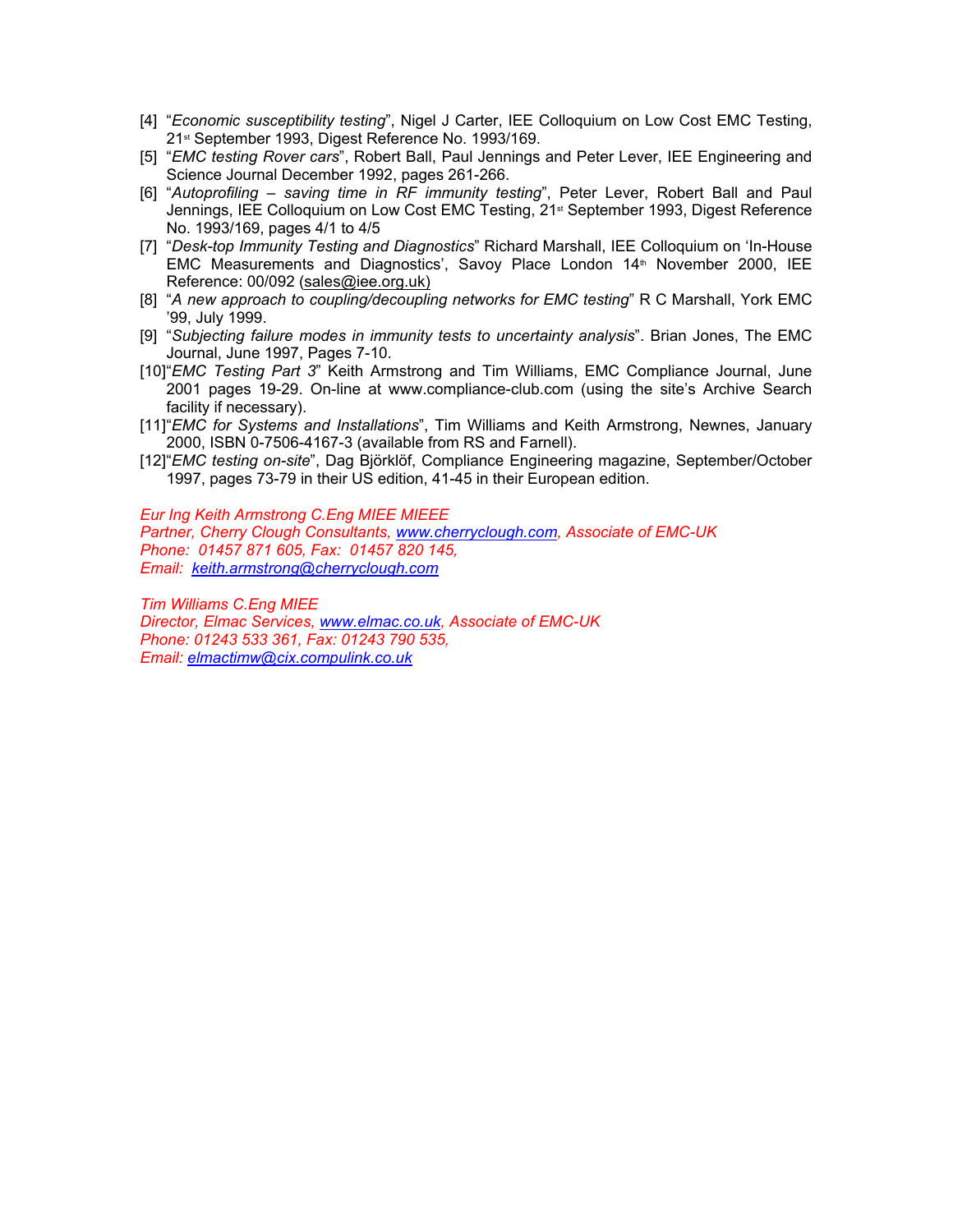[4] "*Economic susceptibility testing*", Nigel J Carter, IEE Colloquium on Low Cost EMC Testing, 21st September 1993, Digest Reference No. 1993/169.

[5] "*EMC testing Rover cars*", Robert Ball, Paul Jennings and Peter Lever, IEE Engineering and Science Journal December 1992, pages 261-266.

[6] "*Autoprofiling – saving time in RF immunity testing*", Peter Lever, Robert Ball and Paul Jennings, IEE Colloquium on Low Cost EMC Testing, 21st September 1993, Digest Reference No. 1993/169, pages 4/1 to 4/5

[7] "*Desk-top Immunity Testing and Diagnostics*" Richard Marshall, IEE Colloquium on 'In-House EMC Measurements and Diagnostics', Savoy Place London 14th November 2000, IEE Reference: 00/092 (sales@iee.org.uk)

[8] "*A new approach to coupling/decoupling networks for EMC testing*" R C Marshall, York EMC '99, July 1999.

[9] "*Subjecting failure modes in immunity tests to uncertainty analysis*". Brian Jones, The EMC Journal, June 1997, Pages 7-10.

[10] "*EMC Testing Part 3*" Keith Armstrong and Tim Williams, EMC Compliance Journal, June 2001 pages 19-29. On-line at www.compliance-club.com (using the site's Archive Search facility if necessary).

[11] "*EMC for Systems and Installations*", Tim Williams and Keith Armstrong, Newnes, January 2000, ISBN 0-7506-4167-3 (available from RS and Farnell).

[12] "*EMC testing on-site*", Dag Björklöf, Compliance Engineering magazine, September/October 1997, pages 73-79 in their US edition, 41-45 in their European edition.

*Eur Ing Keith Armstrong C.Eng MIEE MIEEE*
*Partner, Cherry Clough Consultants, www.cherryclough.com, Associate of EMC-UK*
*Phone: 01457 871 605, Fax: 01457 820 145,*
*Email: keith.armstrong@cherryclough.com*

*Tim Williams C.Eng MIEE*
*Director, Elmac Services, www.elmac.co.uk, Associate of EMC-UK*
*Phone: 01243 533 361, Fax: 01243 790 535,*
*Email: elmactimw@cix.compulink.co.uk*